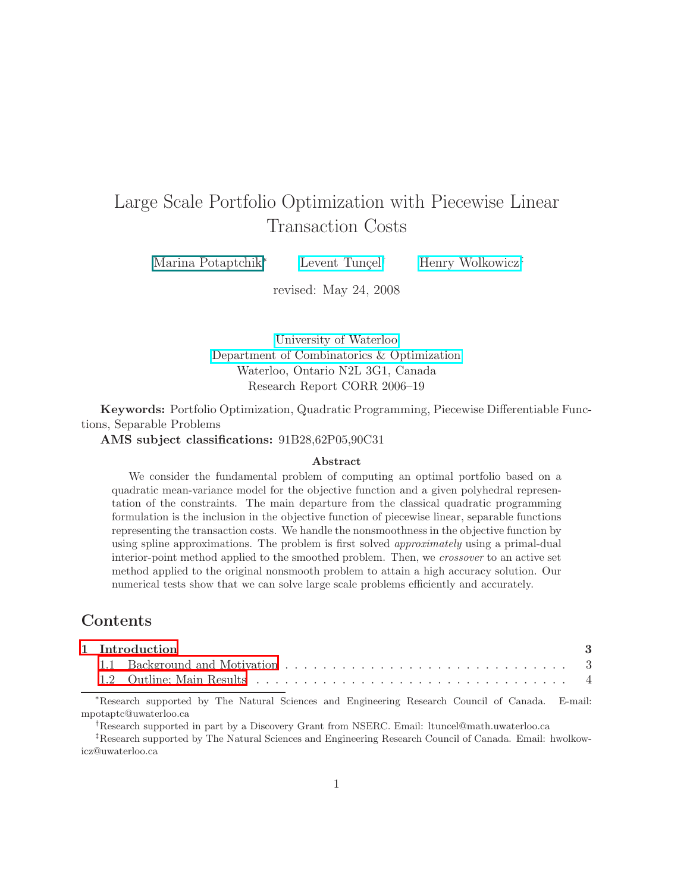# Large Scale Portfolio Optimization with Piecewise Linear Transaction Costs

Marina Potaptchik[*] Levent Tunçel[†] Henry Wolkowicz[‡]

revised: May 24, 2008

University of Waterloo
Department of Combinatorics & Optimization
Waterloo, Ontario N2L 3G1, Canada
Research Report CORR 2006–19

**Keywords:** Portfolio Optimization, Quadratic Programming, Piecewise Differentiable Functions, Separable Problems

**AMS subject classifications:** 91B28,62P05,90C31

### Abstract

We consider the fundamental problem of computing an optimal portfolio based on a quadratic mean-variance model for the objective function and a given polyhedral representation of the constraints. The main departure from the classical quadratic programming formulation is the inclusion in the objective function of piecewise linear, separable functions representing the transaction costs. We handle the nonsmoothness in the objective function by using spline approximations. The problem is first solved *approximately* using a primal-dual interior-point method applied to the smoothed problem. Then, we *crossover* to an active set method applied to the original nonsmooth problem to attain a high accuracy solution. Our numerical tests show that we can solve large scale problems efficiently and accurately.

## Contents

**1 Introduction** **3**

1.1 Background and Motivation . . . . . . . . . . . . . . . . . . . . . . . . . . . . . . . 3

1.2 Outline; Main Results . . . . . . . . . . . . . . . . . . . . . . . . . . . . . . . . . . 4

---

[*] Research supported by The Natural Sciences and Engineering Research Council of Canada. E-mail: mpotaptc@uwaterloo.ca

[†] Research supported in part by a Discovery Grant from NSERC. Email: ltuncel@math.uwaterloo.ca

[‡] Research supported by The Natural Sciences and Engineering Research Council of Canada. Email: hwolkowicz@uwaterloo.ca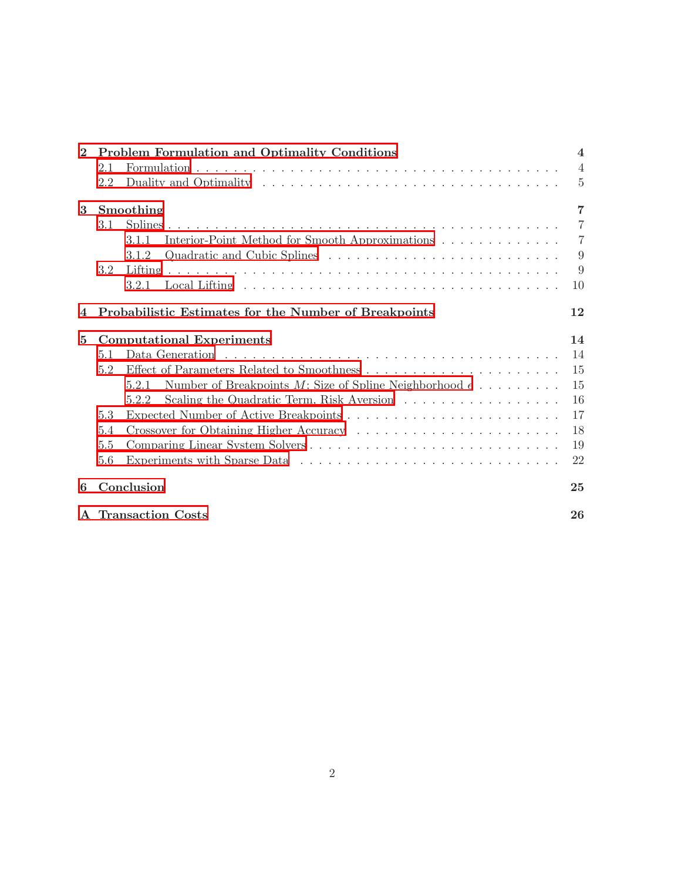**2 Problem Formulation and Optimality Conditions** **4**

- 2.1 Formulation . . . . . . . . . . 4
- 2.2 Duality and Optimality . . . . . . . . . . 5

**3 Smoothing** **7**

- 3.1 Splines . . . . . . . . . . 7
  - 3.1.1 Interior-Point Method for Smooth Approximations . . . . . . . . . . 7
  - 3.1.2 Quadratic and Cubic Splines . . . . . . . . . . 9
- 3.2 Lifting . . . . . . . . . . 9
  - 3.2.1 Local Lifting . . . . . . . . . . 10

**4 Probabilistic Estimates for the Number of Breakpoints** **12**

**5 Computational Experiments** **14**

- 5.1 Data Generation . . . . . . . . . . 14
- 5.2 Effect of Parameters Related to Smoothness . . . . . . . . . . 15
  - 5.2.1 Number of Breakpoints $M$; Size of Spline Neighborhood $\epsilon$ . . . . . . . . . . 15
  - 5.2.2 Scaling the Quadratic Term, Risk Aversion . . . . . . . . . . 16
- 5.3 Expected Number of Active Breakpoints . . . . . . . . . . 17
- 5.4 Crossover for Obtaining Higher Accuracy . . . . . . . . . . 18
- 5.5 Comparing Linear System Solvers . . . . . . . . . . 19
- 5.6 Experiments with Sparse Data . . . . . . . . . . 22

**6 Conclusion** **25**

**A Transaction Costs** **26**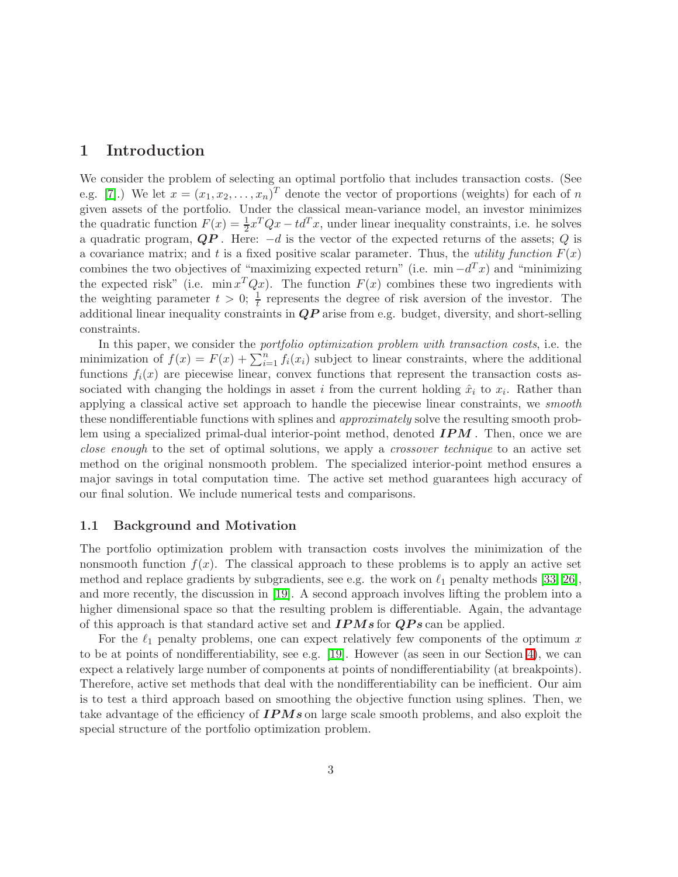# 1 Introduction

We consider the problem of selecting an optimal portfolio that includes transaction costs. (See e.g. [7].) We let $x = (x_1, x_2, \ldots, x_n)^T$ denote the vector of proportions (weights) for each of $n$ given assets of the portfolio. Under the classical mean-variance model, an investor minimizes the quadratic function $F(x) = \frac{1}{2}x^TQx - td^Tx$, under linear inequality constraints, i.e. he solves a quadratic program, ***QP***. Here: $-d$ is the vector of the expected returns of the assets; $Q$ is a covariance matrix; and $t$ is a fixed positive scalar parameter. Thus, the *utility function* $F(x)$ combines the two objectives of "maximizing expected return" (i.e. $\min -d^Tx$) and "minimizing the expected risk" (i.e. $\min x^TQx$). The function $F(x)$ combines these two ingredients with the weighting parameter $t > 0$; $\frac{1}{t}$ represents the degree of risk aversion of the investor. The additional linear inequality constraints in ***QP*** arise from e.g. budget, diversity, and short-selling constraints.

In this paper, we consider the *portfolio optimization problem with transaction costs*, i.e. the minimization of $f(x) = F(x) + \sum_{i=1}^{n} f_i(x_i)$ subject to linear constraints, where the additional functions $f_i(x)$ are piecewise linear, convex functions that represent the transaction costs associated with changing the holdings in asset $i$ from the current holding $\hat{x}_i$ to $x_i$. Rather than applying a classical active set approach to handle the piecewise linear constraints, we *smooth* these nondifferentiable functions with splines and *approximately* solve the resulting smooth problem using a specialized primal-dual interior-point method, denoted ***IPM***. Then, once we are *close enough* to the set of optimal solutions, we apply a *crossover technique* to an active set method on the original nonsmooth problem. The specialized interior-point method ensures a major savings in total computation time. The active set method guarantees high accuracy of our final solution. We include numerical tests and comparisons.

## 1.1 Background and Motivation

The portfolio optimization problem with transaction costs involves the minimization of the nonsmooth function $f(x)$. The classical approach to these problems is to apply an active set method and replace gradients by subgradients, see e.g. the work on $\ell_1$ penalty methods [33, 26], and more recently, the discussion in [19]. A second approach involves lifting the problem into a higher dimensional space so that the resulting problem is differentiable. Again, the advantage of this approach is that standard active set and ***IPMs*** for ***QPs*** can be applied.

For the $\ell_1$ penalty problems, one can expect relatively few components of the optimum $x$ to be at points of nondifferentiability, see e.g. [19]. However (as seen in our Section 4), we can expect a relatively large number of components at points of nondifferentiability (at breakpoints). Therefore, active set methods that deal with the nondifferentiability can be inefficient. Our aim is to test a third approach based on smoothing the objective function using splines. Then, we take advantage of the efficiency of ***IPMs*** on large scale smooth problems, and also exploit the special structure of the portfolio optimization problem.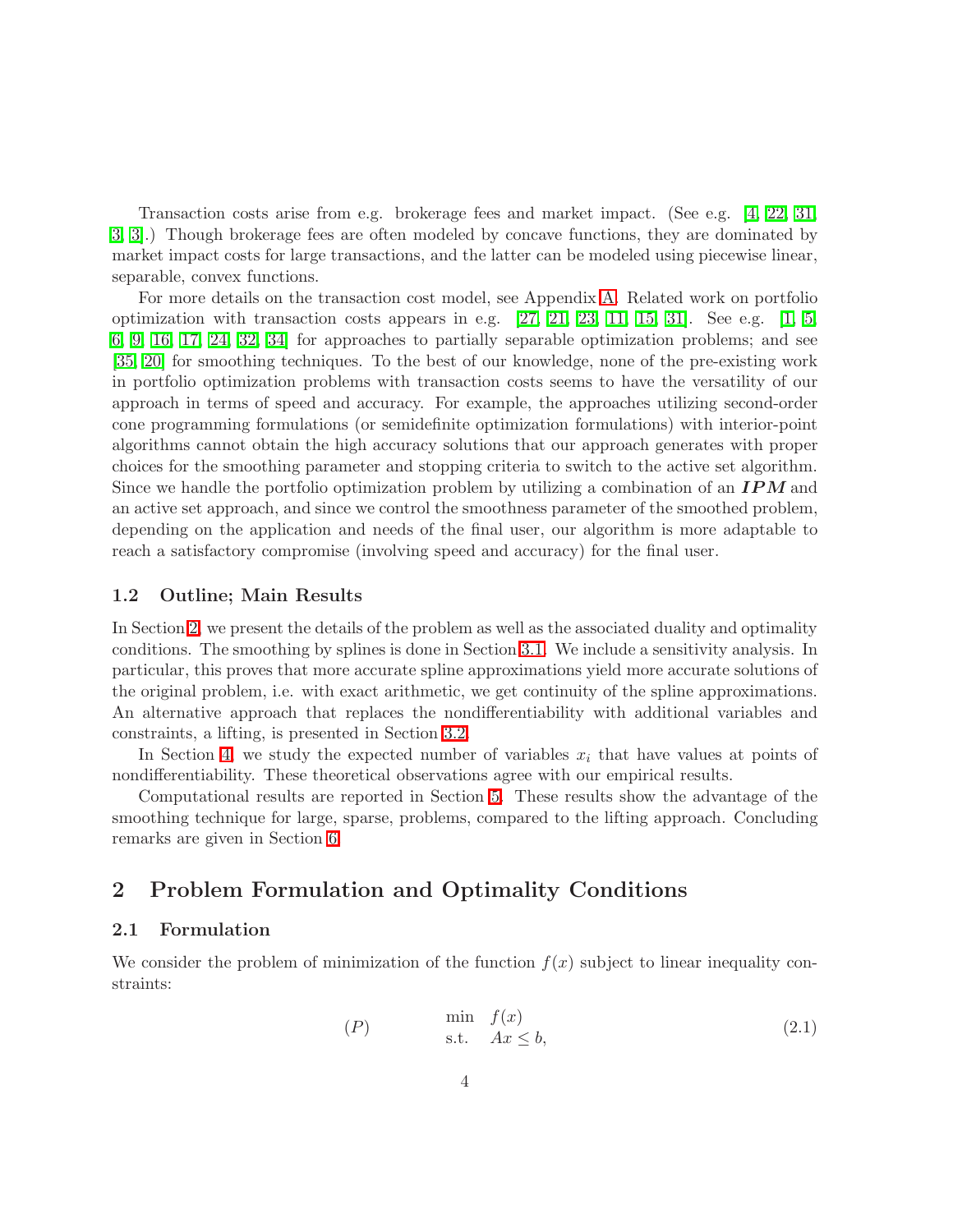Transaction costs arise from e.g. brokerage fees and market impact. (See e.g. [4, 22, 31, 3, 3].) Though brokerage fees are often modeled by concave functions, they are dominated by market impact costs for large transactions, and the latter can be modeled using piecewise linear, separable, convex functions.

For more details on the transaction cost model, see Appendix A. Related work on portfolio optimization with transaction costs appears in e.g. [27, 21, 23, 11, 15, 31]. See e.g. [1, 5, 6, 9, 16, 17, 24, 32, 34] for approaches to partially separable optimization problems; and see [35, 20] for smoothing techniques. To the best of our knowledge, none of the pre-existing work in portfolio optimization problems with transaction costs seems to have the versatility of our approach in terms of speed and accuracy. For example, the approaches utilizing second-order cone programming formulations (or semidefinite optimization formulations) with interior-point algorithms cannot obtain the high accuracy solutions that our approach generates with proper choices for the smoothing parameter and stopping criteria to switch to the active set algorithm. Since we handle the portfolio optimization problem by utilizing a combination of an ***IPM*** and an active set approach, and since we control the smoothness parameter of the smoothed problem, depending on the application and needs of the final user, our algorithm is more adaptable to reach a satisfactory compromise (involving speed and accuracy) for the final user.

### 1.2 Outline; Main Results

In Section 2, we present the details of the problem as well as the associated duality and optimality conditions. The smoothing by splines is done in Section 3.1. We include a sensitivity analysis. In particular, this proves that more accurate spline approximations yield more accurate solutions of the original problem, i.e. with exact arithmetic, we get continuity of the spline approximations. An alternative approach that replaces the nondifferentiability with additional variables and constraints, a lifting, is presented in Section 3.2.

In Section 4, we study the expected number of variables $x_i$ that have values at points of nondifferentiability. These theoretical observations agree with our empirical results.

Computational results are reported in Section 5. These results show the advantage of the smoothing technique for large, sparse, problems, compared to the lifting approach. Concluding remarks are given in Section 6.

## 2 Problem Formulation and Optimality Conditions

### 2.1 Formulation

We consider the problem of minimization of the function $f(x)$ subject to linear inequality constraints:

$$(P) \qquad \begin{array}{ll} \min & f(x) \\ \text{s.t.} & Ax \leq b, \end{array} \tag{2.1}$$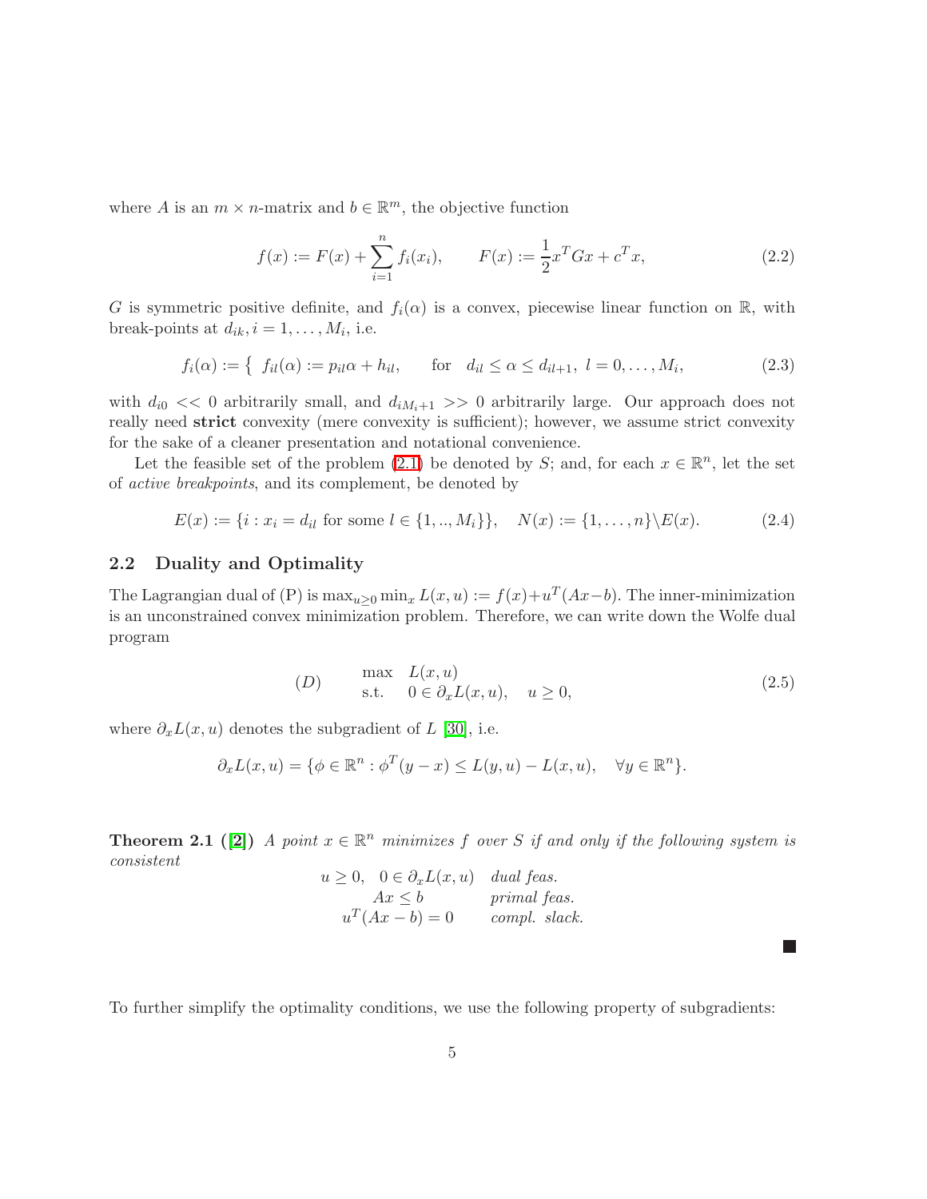where $A$ is an $m \times n$-matrix and $b \in \mathbb{R}^m$, the objective function

$$f(x) := F(x) + \sum_{i=1}^{n} f_i(x_i), \qquad F(x) := \frac{1}{2}x^T Gx + c^T x, \tag{2.2}$$

$G$ is symmetric positive definite, and $f_i(\alpha)$ is a convex, piecewise linear function on $\mathbb{R}$, with break-points at $d_{ik}, i = 1, \ldots, M_i$, i.e.

$$f_i(\alpha) := \{ \; f_{il}(\alpha) := p_{il}\alpha + h_{il}, \qquad \text{for} \quad d_{il} \leq \alpha \leq d_{il+1}, \; l = 0, \ldots, M_i, \tag{2.3}$$

with $d_{i0} << 0$ arbitrarily small, and $d_{iM_i+1} >> 0$ arbitrarily large. Our approach does not really need **strict** convexity (mere convexity is sufficient); however, we assume strict convexity for the sake of a cleaner presentation and notational convenience.

Let the feasible set of the problem (2.1) be denoted by $S$; and, for each $x \in \mathbb{R}^n$, let the set of *active breakpoints*, and its complement, be denoted by

$$E(x) := \{i : x_i = d_{il} \text{ for some } l \in \{1, .., M_i\}\}, \quad N(x) := \{1, \ldots, n\} \backslash E(x). \tag{2.4}$$

## 2.2 Duality and Optimality

The Lagrangian dual of (P) is $\max_{u \geq 0} \min_x L(x, u) := f(x) + u^T(Ax - b)$. The inner-minimization is an unconstrained convex minimization problem. Therefore, we can write down the Wolfe dual program

$$(D) \qquad \begin{array}{ll} \max & L(x, u) \\ \text{s.t.} & 0 \in \partial_x L(x, u), \quad u \geq 0, \end{array} \tag{2.5}$$

where $\partial_x L(x, u)$ denotes the subgradient of $L$ [30], i.e.

$$\partial_x L(x, u) = \{\phi \in \mathbb{R}^n : \phi^T(y - x) \leq L(y, u) - L(x, u), \quad \forall y \in \mathbb{R}^n\}.$$

**Theorem 2.1 ([2])** *A point $x \in \mathbb{R}^n$ minimizes $f$ over $S$ if and only if the following system is consistent*

$$\begin{array}{rl} u \geq 0, \quad 0 \in \partial_x L(x, u) & \textit{dual feas.} \\ Ax \leq b & \textit{primal feas.} \\ u^T(Ax - b) = 0 & \textit{compl. slack.} \end{array}$$

■

To further simplify the optimality conditions, we use the following property of subgradients: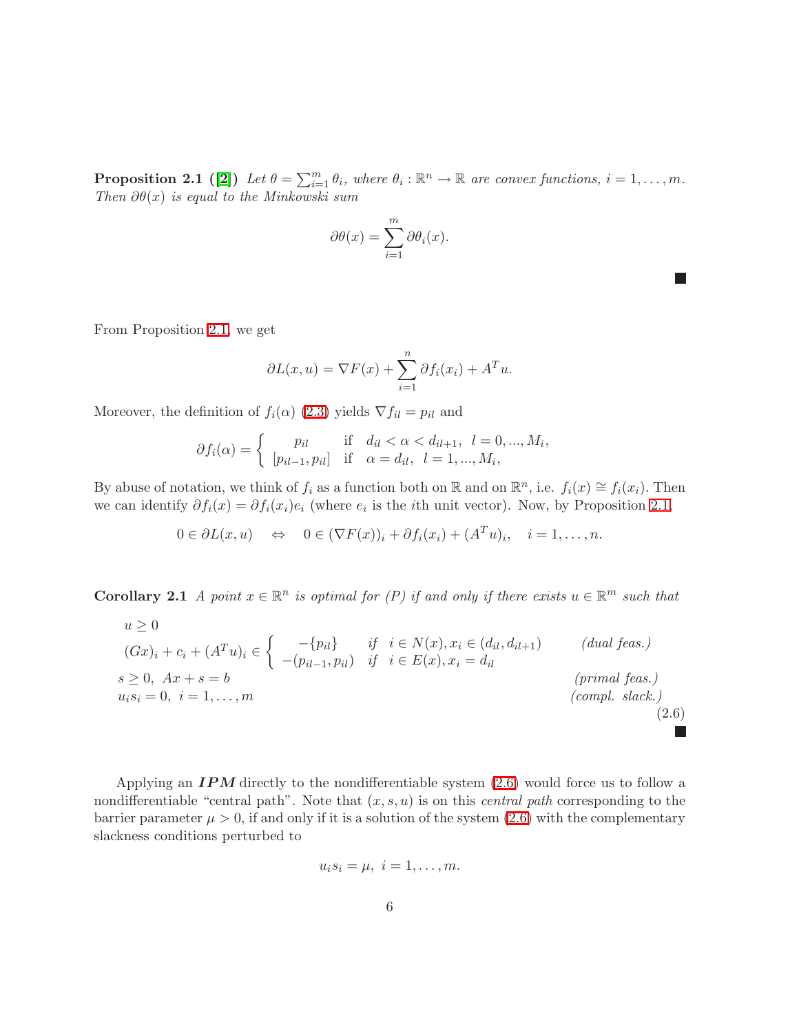**Proposition 2.1 ([2])** *Let $\theta = \sum_{i=1}^{m} \theta_i$, where $\theta_i : \mathbb{R}^n \to \mathbb{R}$ are convex functions, $i = 1, \ldots, m$. Then $\partial\theta(x)$ is equal to the Minkowski sum*

$$\partial\theta(x) = \sum_{i=1}^{m} \partial\theta_i(x).$$

■

From Proposition 2.1, we get

$$\partial L(x, u) = \nabla F(x) + \sum_{i=1}^{n} \partial f_i(x_i) + A^T u.$$

Moreover, the definition of $f_i(\alpha)$ (2.3) yields $\nabla f_{il} = p_{il}$ and

$$\partial f_i(\alpha) = \begin{cases} p_{il} & \text{if} \quad d_{il} < \alpha < d_{il+1}, \;\; l = 0, ..., M_i, \\ [p_{il-1}, p_{il}] & \text{if} \quad \alpha = d_{il}, \;\; l = 1, ..., M_i, \end{cases}$$

By abuse of notation, we think of $f_i$ as a function both on $\mathbb{R}$ and on $\mathbb{R}^n$, i.e. $f_i(x) \cong f_i(x_i)$. Then we can identify $\partial f_i(x) = \partial f_i(x_i) e_i$ (where $e_i$ is the $i$th unit vector). Now, by Proposition 2.1,

$$0 \in \partial L(x, u) \quad \Leftrightarrow \quad 0 \in (\nabla F(x))_i + \partial f_i(x_i) + (A^T u)_i, \quad i = 1, \ldots, n.$$

**Corollary 2.1** *A point $x \in \mathbb{R}^n$ is optimal for (P) if and only if there exists $u \in \mathbb{R}^m$ such that*

$$\begin{array}{lr}
u \geq 0 & \\
(Gx)_i + c_i + (A^T u)_i \in \begin{cases} -\{p_{il}\} & \textit{if} \quad i \in N(x), x_i \in (d_{il}, d_{il+1}) \\ -(p_{il-1}, p_{il}) & \textit{if} \quad i \in E(x), x_i = d_{il} \end{cases} & \textit{(dual feas.)} \\
s \geq 0, \;\; Ax + s = b & \textit{(primal feas.)} \\
u_i s_i = 0, \;\; i = 1, \ldots, m & \textit{(compl. slack.)}
\end{array} \tag{2.6}$$

■

Applying an ***IPM*** directly to the nondifferentiable system (2.6) would force us to follow a nondifferentiable "central path". Note that $(x, s, u)$ is on this *central path* corresponding to the barrier parameter $\mu > 0$, if and only if it is a solution of the system (2.6) with the complementary slackness conditions perturbed to

$$u_i s_i = \mu, \;\; i = 1, \ldots, m.$$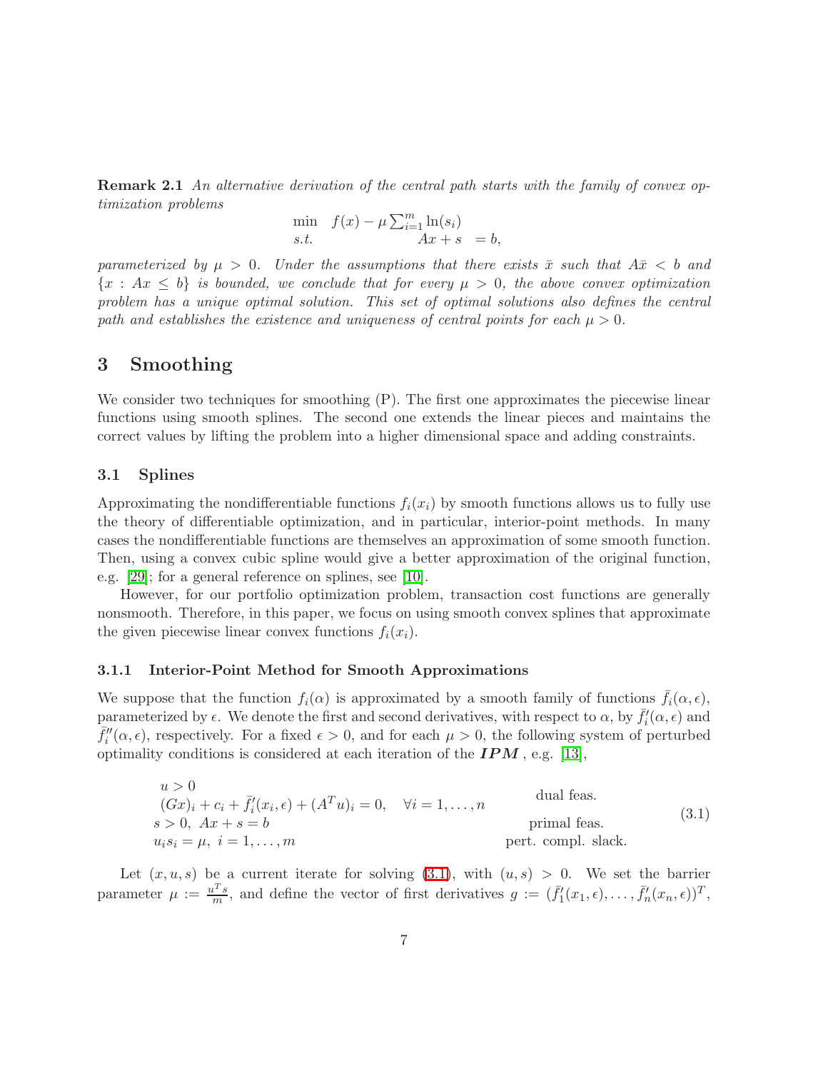**Remark 2.1** *An alternative derivation of the central path starts with the family of convex optimization problems*

$$\begin{array}{ll} \min & f(x) - \mu \sum_{i=1}^m \ln(s_i) \\ s.t. & \qquad\qquad Ax + s \;\; = b, \end{array}$$

*parameterized by $\mu > 0$. Under the assumptions that there exists $\bar{x}$ such that $A\bar{x} < b$ and $\{x : Ax \leq b\}$ is bounded, we conclude that for every $\mu > 0$, the above convex optimization problem has a unique optimal solution. This set of optimal solutions also defines the central path and establishes the existence and uniqueness of central points for each $\mu > 0$.*

# 3 Smoothing

We consider two techniques for smoothing (P). The first one approximates the piecewise linear functions using smooth splines. The second one extends the linear pieces and maintains the correct values by lifting the problem into a higher dimensional space and adding constraints.

## 3.1 Splines

Approximating the nondifferentiable functions $f_i(x_i)$ by smooth functions allows us to fully use the theory of differentiable optimization, and in particular, interior-point methods. In many cases the nondifferentiable functions are themselves an approximation of some smooth function. Then, using a convex cubic spline would give a better approximation of the original function, e.g. [29]; for a general reference on splines, see [10].

However, for our portfolio optimization problem, transaction cost functions are generally nonsmooth. Therefore, in this paper, we focus on using smooth convex splines that approximate the given piecewise linear convex functions $f_i(x_i)$.

### 3.1.1 Interior-Point Method for Smooth Approximations

We suppose that the function $f_i(\alpha)$ is approximated by a smooth family of functions $\bar{f}_i(\alpha, \epsilon)$, parameterized by $\epsilon$. We denote the first and second derivatives, with respect to $\alpha$, by $\bar{f}_i'(\alpha, \epsilon)$ and $\bar{f}_i''(\alpha, \epsilon)$, respectively. For a fixed $\epsilon > 0$, and for each $\mu > 0$, the following system of perturbed optimality conditions is considered at each iteration of the ***IPM***, e.g. [13],

$$\begin{array}{ll} u > 0 & \\ (Gx)_i + c_i + \bar{f}_i'(x_i, \epsilon) + (A^T u)_i = 0, \quad \forall i = 1, \ldots, n & \text{dual feas.} \\ s > 0, \; Ax + s = b & \text{primal feas.} \\ u_i s_i = \mu, \; i = 1, \ldots, m & \text{pert. compl. slack.} \end{array} \tag{3.1}$$

Let $(x, u, s)$ be a current iterate for solving (3.1), with $(u, s) > 0$. We set the barrier parameter $\mu := \frac{u^T s}{m}$, and define the vector of first derivatives $g := (\bar{f}_1'(x_1, \epsilon), \ldots, \bar{f}_n'(x_n, \epsilon))^T$,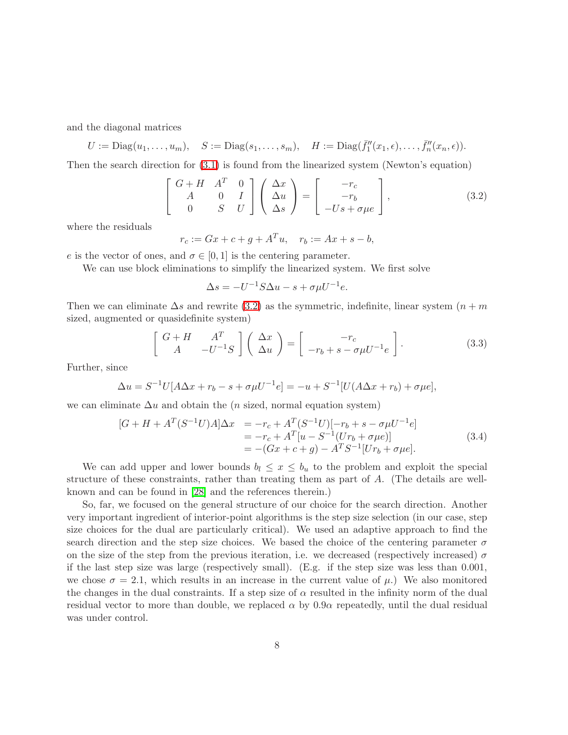and the diagonal matrices

$$U := \mathrm{Diag}(u_1, \ldots, u_m), \quad S := \mathrm{Diag}(s_1, \ldots, s_m), \quad H := \mathrm{Diag}(\bar{f}_1''(x_1, \epsilon), \ldots, \bar{f}_n''(x_n, \epsilon)).$$

Then the search direction for (3.1) is found from the linearized system (Newton's equation)

$$\begin{bmatrix} G+H & A^T & 0 \\ A & 0 & I \\ 0 & S & U \end{bmatrix} \begin{pmatrix} \Delta x \\ \Delta u \\ \Delta s \end{pmatrix} = \begin{bmatrix} -r_c \\ -r_b \\ -Us + \sigma \mu e \end{bmatrix}, \tag{3.2}$$

where the residuals

$$r_c := Gx + c + g + A^T u, \quad r_b := Ax + s - b,$$

$e$ is the vector of ones, and $\sigma \in [0, 1]$ is the centering parameter.

We can use block eliminations to simplify the linearized system. We first solve

$$\Delta s = -U^{-1} S \Delta u - s + \sigma \mu U^{-1} e.$$

Then we can eliminate $\Delta s$ and rewrite (3.2) as the symmetric, indefinite, linear system ($n + m$ sized, augmented or quasidefinite system)

$$\begin{bmatrix} G+H & A^T \\ A & -U^{-1}S \end{bmatrix} \begin{pmatrix} \Delta x \\ \Delta u \end{pmatrix} = \begin{bmatrix} -r_c \\ -r_b + s - \sigma \mu U^{-1} e \end{bmatrix}. \tag{3.3}$$

Further, since

$$\Delta u = S^{-1} U [A \Delta x + r_b - s + \sigma \mu U^{-1} e] = -u + S^{-1}[U(A \Delta x + r_b) + \sigma \mu e],$$

we can eliminate $\Delta u$ and obtain the ($n$ sized, normal equation system)

$$\begin{aligned} [G + H + A^T(S^{-1}U)A]\Delta x &= -r_c + A^T(S^{-1}U)[-r_b + s - \sigma \mu U^{-1} e] \\ &= -r_c + A^T[u - S^{-1}(U r_b + \sigma \mu e)] \\ &= -(Gx + c + g) - A^T S^{-1}[U r_b + \sigma \mu e]. \end{aligned} \tag{3.4}$$

We can add upper and lower bounds $b_l \leq x \leq b_u$ to the problem and exploit the special structure of these constraints, rather than treating them as part of $A$. (The details are well-known and can be found in [28] and the references therein.)

So, far, we focused on the general structure of our choice for the search direction. Another very important ingredient of interior-point algorithms is the step size selection (in our case, step size choices for the dual are particularly critical). We used an adaptive approach to find the search direction and the step size choices. We based the choice of the centering parameter $\sigma$ on the size of the step from the previous iteration, i.e. we decreased (respectively increased) $\sigma$ if the last step size was large (respectively small). (E.g. if the step size was less than 0.001, we chose $\sigma = 2.1$, which results in an increase in the current value of $\mu$.) We also monitored the changes in the dual constraints. If a step size of $\alpha$ resulted in the infinity norm of the dual residual vector to more than double, we replaced $\alpha$ by $0.9\alpha$ repeatedly, until the dual residual was under control.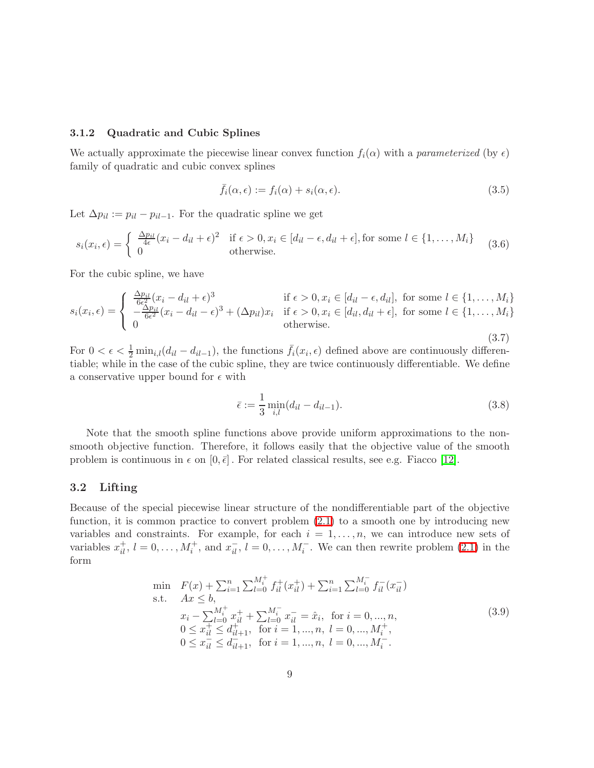### 3.1.2 Quadratic and Cubic Splines

We actually approximate the piecewise linear convex function $f_i(\alpha)$ with a *parameterized* (by $\epsilon$) family of quadratic and cubic convex splines

$$
\bar{f}_i(\alpha, \epsilon) := f_i(\alpha) + s_i(\alpha, \epsilon). \tag{3.5}
$$

Let $\Delta p_{il} := p_{il} - p_{il-1}$. For the quadratic spline we get

$$
s_i(x_i, \epsilon) = \begin{cases} \frac{\Delta p_{il}}{4\epsilon}(x_i - d_{il} + \epsilon)^2 & \text{if } \epsilon > 0, x_i \in [d_{il} - \epsilon, d_{il} + \epsilon], \text{for some } l \in \{1, \ldots, M_i\} \\ 0 & \text{otherwise.} \end{cases} \tag{3.6}
$$

For the cubic spline, we have

$$
s_i(x_i, \epsilon) = \begin{cases} \frac{\Delta p_{il}}{6\epsilon^2}(x_i - d_{il} + \epsilon)^3 & \text{if } \epsilon > 0, x_i \in [d_{il} - \epsilon, d_{il}], \text{ for some } l \in \{1, \ldots, M_i\} \\ -\frac{\Delta p_{il}}{6\epsilon^2}(x_i - d_{il} - \epsilon)^3 + (\Delta p_{il})x_i & \text{if } \epsilon > 0, x_i \in [d_{il}, d_{il} + \epsilon], \text{ for some } l \in \{1, \ldots, M_i\} \\ 0 & \text{otherwise.} \end{cases} \tag{3.7}
$$

For $0 < \epsilon < \frac{1}{2}\min_{i,l}(d_{il} - d_{il-1})$, the functions $\bar{f}_i(x_i, \epsilon)$ defined above are continuously differentiable; while in the case of the cubic spline, they are twice continuously differentiable. We define a conservative upper bound for $\epsilon$ with

$$
\bar{\epsilon} := \frac{1}{3}\min_{i,l}(d_{il} - d_{il-1}). \tag{3.8}
$$

Note that the smooth spline functions above provide uniform approximations to the nonsmooth objective function. Therefore, it follows easily that the objective value of the smooth problem is continuous in $\epsilon$ on $[0, \bar{\epsilon}]$. For related classical results, see e.g. Fiacco [12].

## 3.2 Lifting

Because of the special piecewise linear structure of the nondifferentiable part of the objective function, it is common practice to convert problem (2.1) to a smooth one by introducing new variables and constraints. For example, for each $i = 1, \ldots, n$, we can introduce new sets of variables $x^+_{il}$, $l = 0, \ldots, M^+_i$, and $x^-_{il}$, $l = 0, \ldots, M^-_i$. We can then rewrite problem (2.1) in the form

$$
\begin{array}{ll}
\min & F(x) + \sum_{i=1}^n \sum_{l=0}^{M_i^+} f^+_{il}(x^+_{il}) + \sum_{i=1}^n \sum_{l=0}^{M_i^-} f^-_{il}(x^-_{il}) \\
\text{s.t.} & Ax \leq b, \\
& x_i - \sum_{l=0}^{M_i^+} x^+_{il} + \sum_{l=0}^{M_i^-} x^-_{il} = \hat{x}_i, \ \text{ for } i = 0, ..., n, \\
& 0 \leq x^+_{il} \leq d^+_{il+1}, \ \text{ for } i = 1, ..., n, \ l = 0, ..., M_i^+, \\
& 0 \leq x^-_{il} \leq d^-_{il+1}, \ \text{ for } i = 1, ..., n, \ l = 0, ..., M_i^-.
\end{array} \tag{3.9}
$$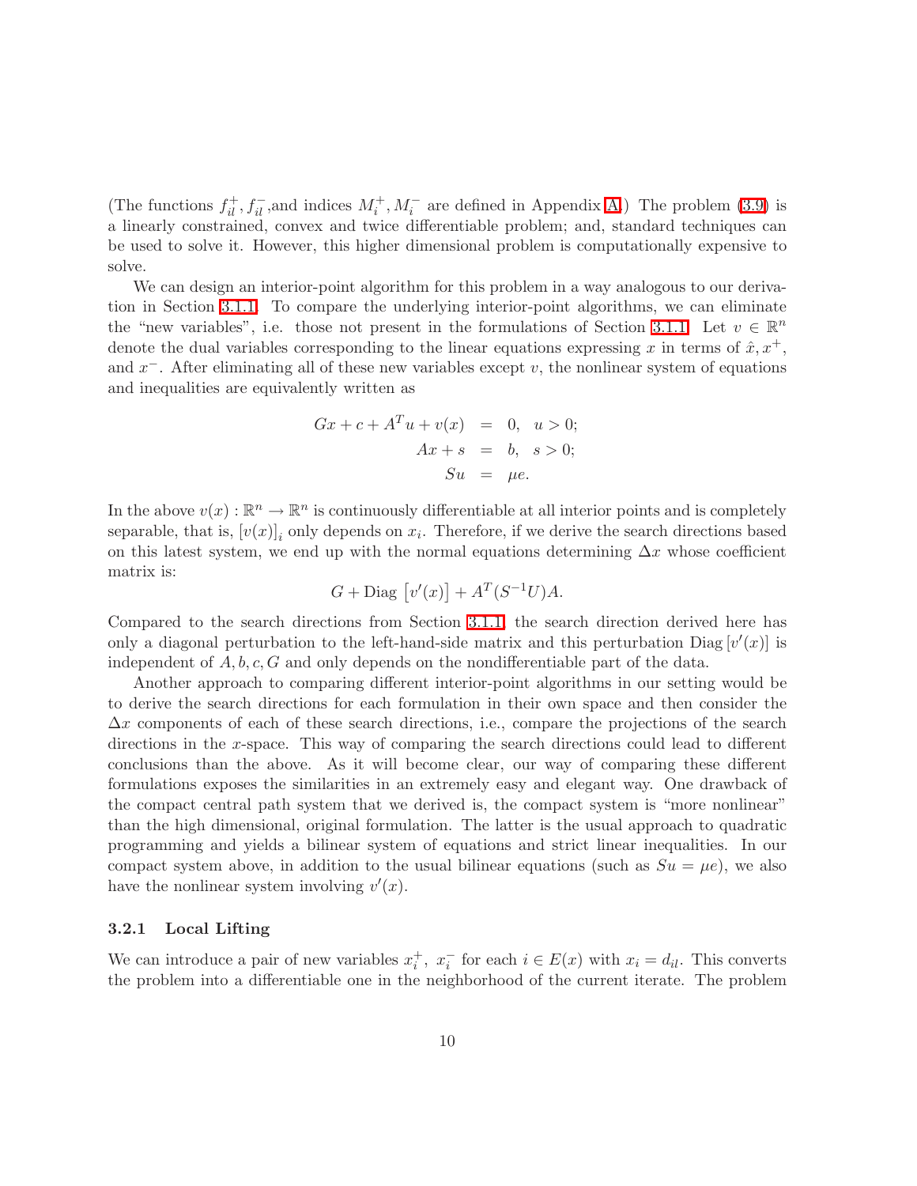(The functions $f_{il}^+, f_{il}^-$,and indices $M_i^+, M_i^-$ are defined in Appendix A.) The problem (3.9) is a linearly constrained, convex and twice differentiable problem; and, standard techniques can be used to solve it. However, this higher dimensional problem is computationally expensive to solve.

We can design an interior-point algorithm for this problem in a way analogous to our derivation in Section 3.1.1. To compare the underlying interior-point algorithms, we can eliminate the "new variables", i.e. those not present in the formulations of Section 3.1.1. Let $v \in \mathbb{R}^n$ denote the dual variables corresponding to the linear equations expressing $x$ in terms of $\hat{x}, x^+$, and $x^-$. After eliminating all of these new variables except $v$, the nonlinear system of equations and inequalities are equivalently written as

$$
\begin{aligned}
Gx + c + A^T u + v(x) &= 0, \quad u > 0; \\
Ax + s &= b, \quad s > 0; \\
Su &= \mu e.
\end{aligned}
$$

In the above $v(x) : \mathbb{R}^n \to \mathbb{R}^n$ is continuously differentiable at all interior points and is completely separable, that is, $[v(x)]_i$ only depends on $x_i$. Therefore, if we derive the search directions based on this latest system, we end up with the normal equations determining $\Delta x$ whose coefficient matrix is:

$$
G + \text{Diag}\left[v'(x)\right] + A^T(S^{-1}U)A.
$$

Compared to the search directions from Section 3.1.1, the search direction derived here has only a diagonal perturbation to the left-hand-side matrix and this perturbation $\text{Diag}\left[v'(x)\right]$ is independent of $A, b, c, G$ and only depends on the nondifferentiable part of the data.

Another approach to comparing different interior-point algorithms in our setting would be to derive the search directions for each formulation in their own space and then consider the $\Delta x$ components of each of these search directions, i.e., compare the projections of the search directions in the $x$-space. This way of comparing the search directions could lead to different conclusions than the above. As it will become clear, our way of comparing these different formulations exposes the similarities in an extremely easy and elegant way. One drawback of the compact central path system that we derived is, the compact system is "more nonlinear" than the high dimensional, original formulation. The latter is the usual approach to quadratic programming and yields a bilinear system of equations and strict linear inequalities. In our compact system above, in addition to the usual bilinear equations (such as $Su = \mu e$), we also have the nonlinear system involving $v'(x)$.

### 3.2.1 Local Lifting

We can introduce a pair of new variables $x_i^+$, $x_i^-$ for each $i \in E(x)$ with $x_i = d_{il}$. This converts the problem into a differentiable one in the neighborhood of the current iterate. The problem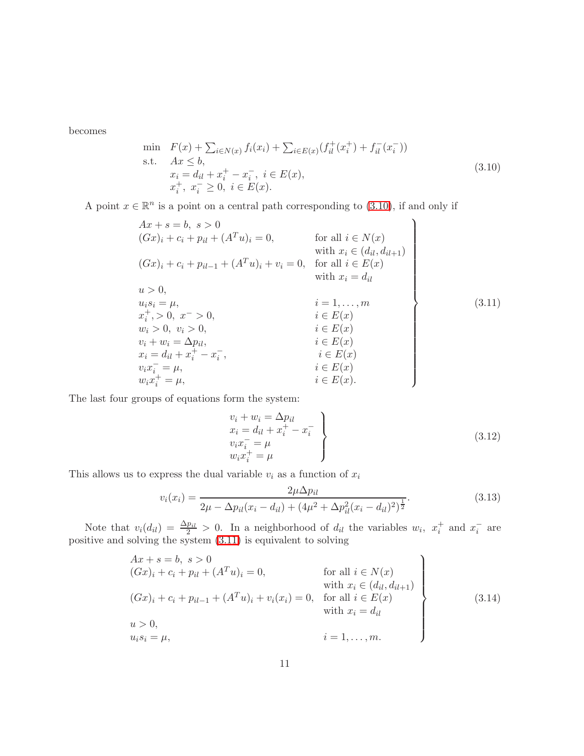becomes

$$
\begin{array}{ll}
\min & F(x) + \sum_{i \in N(x)} f_i(x_i) + \sum_{i \in E(x)} (f_{il}^{+}(x_i^{+}) + f_{il}^{-}(x_i^{-})) \\
\text{s.t.} & Ax \leq b, \\
& x_i = d_{il} + x_i^{+} - x_i^{-},\ i \in E(x), \\
& x_i^{+},\ x_i^{-} \geq 0,\ i \in E(x).
\end{array}
\tag{3.10}
$$

A point $x \in \mathbb{R}^n$ is a point on a central path corresponding to (3.10), if and only if

$$
\left.
\begin{array}{ll}
Ax + s = b,\ s > 0 & \\
(Gx)_i + c_i + p_{il} + (A^T u)_i = 0, & \text{for all } i \in N(x) \\
& \text{with } x_i \in (d_{il}, d_{il+1}) \\
(Gx)_i + c_i + p_{il-1} + (A^T u)_i + v_i = 0, & \text{for all } i \in E(x) \\
& \text{with } x_i = d_{il} \\
u > 0, & \\
u_i s_i = \mu, & i = 1, \ldots, m \\
x_i^{+}, > 0,\ x^{-} > 0, & i \in E(x) \\
w_i > 0,\ v_i > 0, & i \in E(x) \\
v_i + w_i = \Delta p_{il}, & i \in E(x) \\
x_i = d_{il} + x_i^{+} - x_i^{-}, & i \in E(x) \\
v_i x_i^{-} = \mu, & i \in E(x) \\
w_i x_i^{+} = \mu, & i \in E(x).
\end{array}
\right\}
\tag{3.11}
$$

The last four groups of equations form the system:

$$
\left.
\begin{array}{l}
v_i + w_i = \Delta p_{il} \\
x_i = d_{il} + x_i^{+} - x_i^{-} \\
v_i x_i^{-} = \mu \\
w_i x_i^{+} = \mu
\end{array}
\right\}
\tag{3.12}
$$

This allows us to express the dual variable $v_i$ as a function of $x_i$

$$
v_i(x_i) = \frac{2\mu \Delta p_{il}}{2\mu - \Delta p_{il}(x_i - d_{il}) + (4\mu^2 + \Delta p_{il}^2 (x_i - d_{il})^2)^{\frac{1}{2}}}.
\tag{3.13}
$$

Note that $v_i(d_{il}) = \frac{\Delta p_{il}}{2} > 0$. In a neighborhood of $d_{il}$ the variables $w_i$, $x_i^{+}$ and $x_i^{-}$ are positive and solving the system (3.11) is equivalent to solving

$$
\left.
\begin{array}{ll}
Ax + s = b,\ s > 0 & \\
(Gx)_i + c_i + p_{il} + (A^T u)_i = 0, & \text{for all } i \in N(x) \\
& \text{with } x_i \in (d_{il}, d_{il+1}) \\
(Gx)_i + c_i + p_{il-1} + (A^T u)_i + v_i(x_i) = 0, & \text{for all } i \in E(x) \\
& \text{with } x_i = d_{il} \\
u > 0, & \\
u_i s_i = \mu, & i = 1, \ldots, m.
\end{array}
\right\}
\tag{3.14}
$$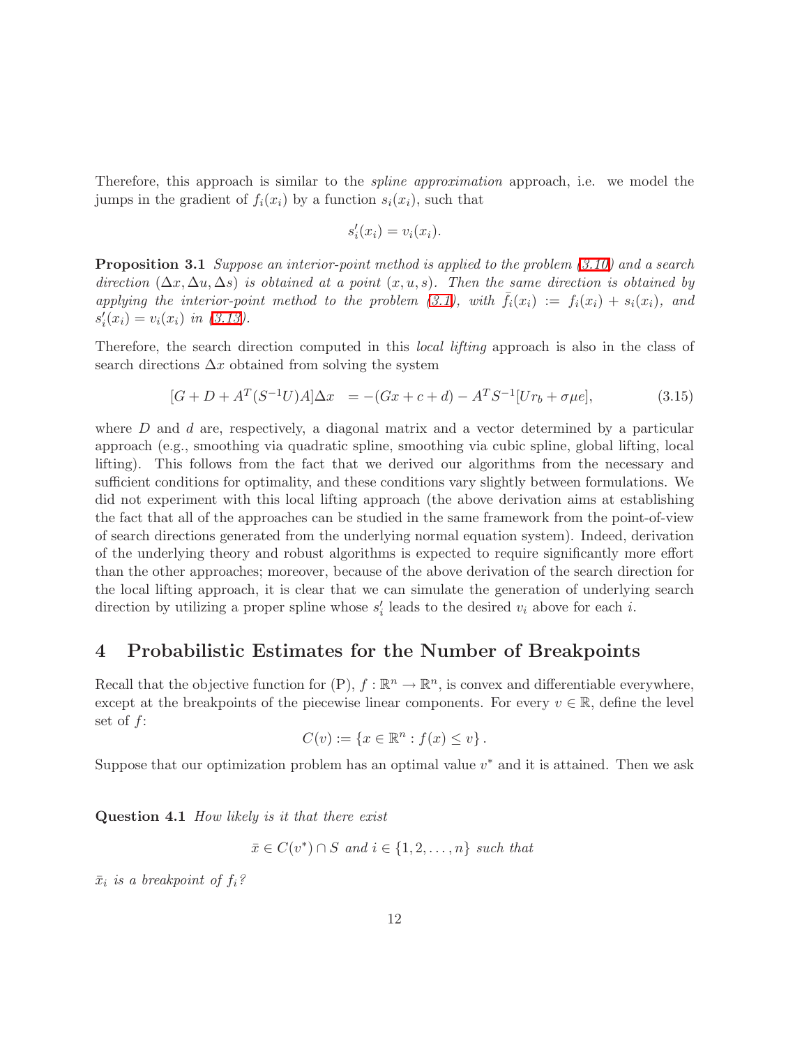Therefore, this approach is similar to the *spline approximation* approach, i.e. we model the jumps in the gradient of $f_i(x_i)$ by a function $s_i(x_i)$, such that

$$s_i'(x_i) = v_i(x_i).$$

**Proposition 3.1** *Suppose an interior-point method is applied to the problem (3.10) and a search direction $(\Delta x, \Delta u, \Delta s)$ is obtained at a point $(x, u, s)$. Then the same direction is obtained by applying the interior-point method to the problem (3.1), with $\bar{f}_i(x_i) := f_i(x_i) + s_i(x_i)$, and $s_i'(x_i) = v_i(x_i)$ in (3.13).*

Therefore, the search direction computed in this *local lifting* approach is also in the class of search directions $\Delta x$ obtained from solving the system

$$[G + D + A^T(S^{-1}U)A]\Delta x \quad = -(Gx + c + d) - A^T S^{-1}[U r_b + \sigma\mu e], \tag{3.15}$$

where $D$ and $d$ are, respectively, a diagonal matrix and a vector determined by a particular approach (e.g., smoothing via quadratic spline, smoothing via cubic spline, global lifting, local lifting). This follows from the fact that we derived our algorithms from the necessary and sufficient conditions for optimality, and these conditions vary slightly between formulations. We did not experiment with this local lifting approach (the above derivation aims at establishing the fact that all of the approaches can be studied in the same framework from the point-of-view of search directions generated from the underlying normal equation system). Indeed, derivation of the underlying theory and robust algorithms is expected to require significantly more effort than the other approaches; moreover, because of the above derivation of the search direction for the local lifting approach, it is clear that we can simulate the generation of underlying search direction by utilizing a proper spline whose $s_i'$ leads to the desired $v_i$ above for each $i$.

## 4 Probabilistic Estimates for the Number of Breakpoints

Recall that the objective function for (P), $f : \mathbb{R}^n \to \mathbb{R}^n$, is convex and differentiable everywhere, except at the breakpoints of the piecewise linear components. For every $v \in \mathbb{R}$, define the level set of $f$:

$$C(v) := \{x \in \mathbb{R}^n : f(x) \leq v\}.$$

Suppose that our optimization problem has an optimal value $v^*$ and it is attained. Then we ask

**Question 4.1** *How likely is it that there exist*

$$\bar{x} \in C(v^*) \cap S \text{ and } i \in \{1, 2, \ldots, n\} \text{ such that}$$

*$\bar{x}_i$ is a breakpoint of $f_i$?*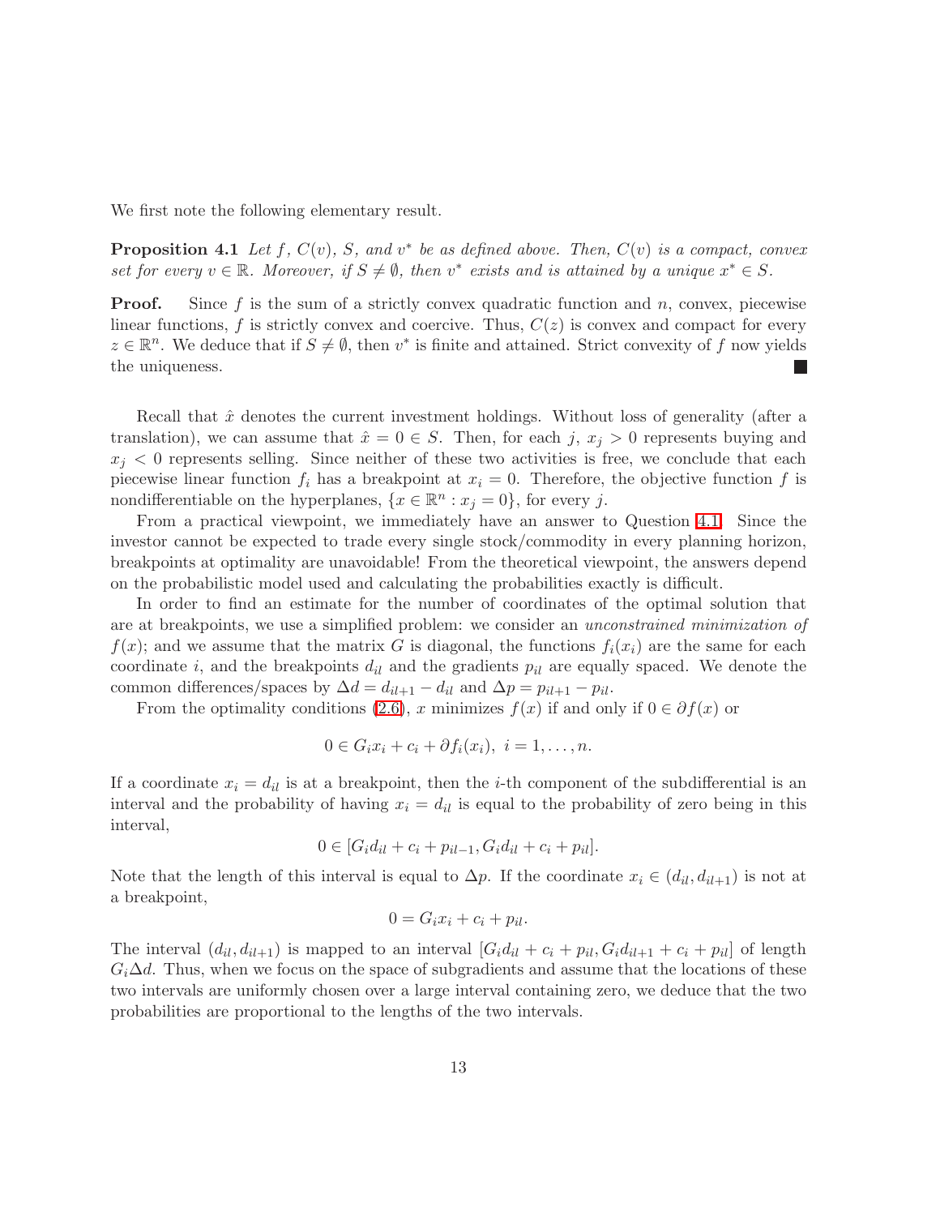We first note the following elementary result.

**Proposition 4.1** *Let $f$, $C(v)$, $S$, and $v^*$ be as defined above. Then, $C(v)$ is a compact, convex set for every $v \in \mathbb{R}$. Moreover, if $S \neq \emptyset$, then $v^*$ exists and is attained by a unique $x^* \in S$.*

**Proof.** Since $f$ is the sum of a strictly convex quadratic function and $n$, convex, piecewise linear functions, $f$ is strictly convex and coercive. Thus, $C(z)$ is convex and compact for every $z \in \mathbb{R}^n$. We deduce that if $S \neq \emptyset$, then $v^*$ is finite and attained. Strict convexity of $f$ now yields the uniqueness. ∎

Recall that $\hat{x}$ denotes the current investment holdings. Without loss of generality (after a translation), we can assume that $\hat{x} = 0 \in S$. Then, for each $j$, $x_j > 0$ represents buying and $x_j < 0$ represents selling. Since neither of these two activities is free, we conclude that each piecewise linear function $f_i$ has a breakpoint at $x_i = 0$. Therefore, the objective function $f$ is nondifferentiable on the hyperplanes, $\{x \in \mathbb{R}^n : x_j = 0\}$, for every $j$.

From a practical viewpoint, we immediately have an answer to Question 4.1. Since the investor cannot be expected to trade every single stock/commodity in every planning horizon, breakpoints at optimality are unavoidable! From the theoretical viewpoint, the answers depend on the probabilistic model used and calculating the probabilities exactly is difficult.

In order to find an estimate for the number of coordinates of the optimal solution that are at breakpoints, we use a simplified problem: we consider an *unconstrained minimization of* $f(x)$; and we assume that the matrix $G$ is diagonal, the functions $f_i(x_i)$ are the same for each coordinate $i$, and the breakpoints $d_{il}$ and the gradients $p_{il}$ are equally spaced. We denote the common differences/spaces by $\Delta d = d_{il+1} - d_{il}$ and $\Delta p = p_{il+1} - p_{il}$.

From the optimality conditions (2.6), $x$ minimizes $f(x)$ if and only if $0 \in \partial f(x)$ or

$$0 \in G_i x_i + c_i + \partial f_i(x_i), \ i = 1, \ldots, n.$$

If a coordinate $x_i = d_{il}$ is at a breakpoint, then the $i$-th component of the subdifferential is an interval and the probability of having $x_i = d_{il}$ is equal to the probability of zero being in this interval,

$$0 \in [G_i d_{il} + c_i + p_{il-1}, G_i d_{il} + c_i + p_{il}].$$

Note that the length of this interval is equal to $\Delta p$. If the coordinate $x_i \in (d_{il}, d_{il+1})$ is not at a breakpoint,

$$0 = G_i x_i + c_i + p_{il}.$$

The interval $(d_{il}, d_{il+1})$ is mapped to an interval $[G_i d_{il} + c_i + p_{il}, G_i d_{il+1} + c_i + p_{il}]$ of length $G_i \Delta d$. Thus, when we focus on the space of subgradients and assume that the locations of these two intervals are uniformly chosen over a large interval containing zero, we deduce that the two probabilities are proportional to the lengths of the two intervals.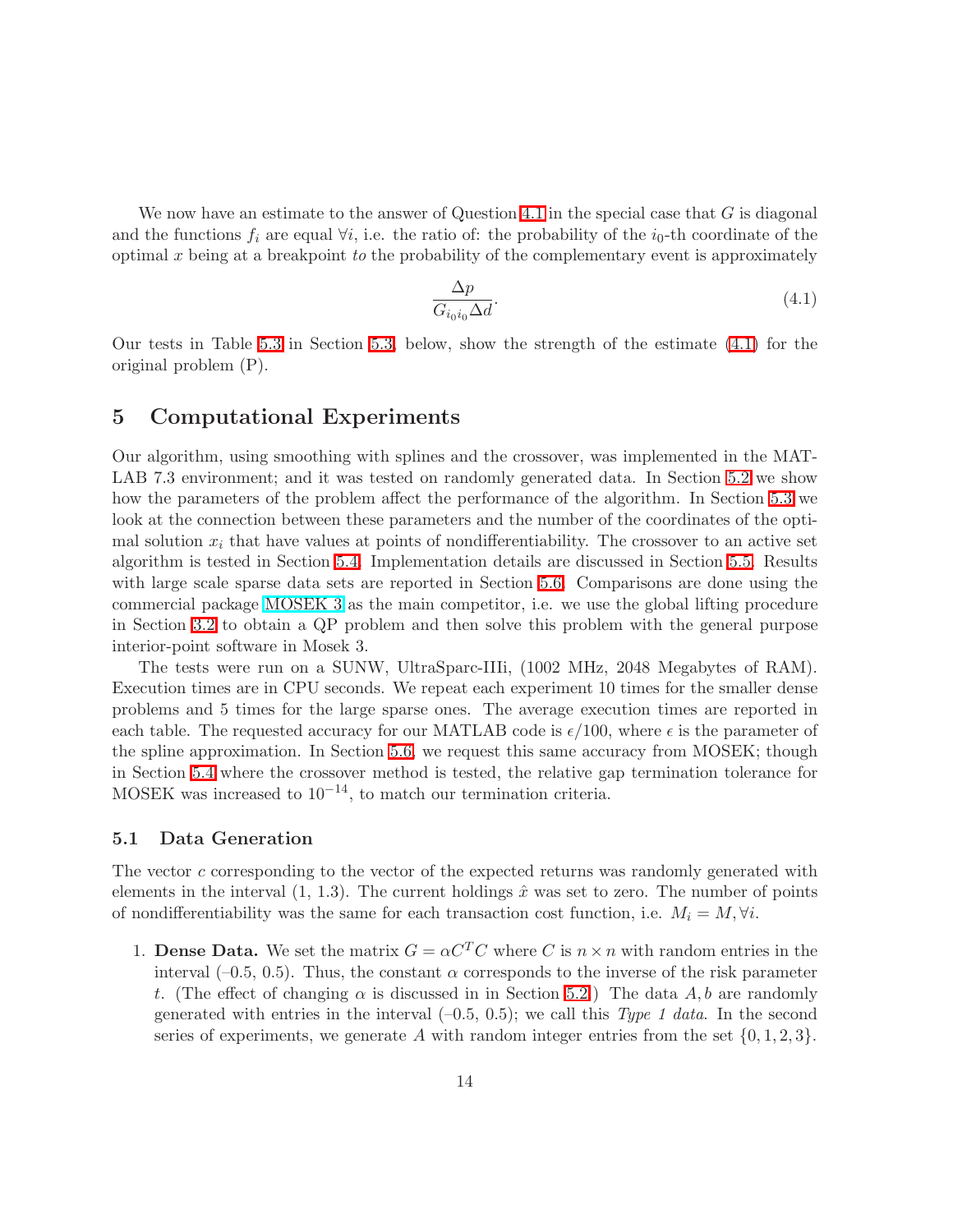We now have an estimate to the answer of Question 4.1 in the special case that $G$ is diagonal and the functions $f_i$ are equal $\forall i$, i.e. the ratio of: the probability of the $i_0$-th coordinate of the optimal $x$ being at a breakpoint *to* the probability of the complementary event is approximately

$$\frac{\Delta p}{G_{i_0 i_0} \Delta d}. \tag{4.1}$$

Our tests in Table 5.3 in Section 5.3, below, show the strength of the estimate (4.1) for the original problem (P).

# 5 Computational Experiments

Our algorithm, using smoothing with splines and the crossover, was implemented in the MATLAB 7.3 environment; and it was tested on randomly generated data. In Section 5.2 we show how the parameters of the problem affect the performance of the algorithm. In Section 5.3 we look at the connection between these parameters and the number of the coordinates of the optimal solution $x_i$ that have values at points of nondifferentiability. The crossover to an active set algorithm is tested in Section 5.4. Implementation details are discussed in Section 5.5. Results with large scale sparse data sets are reported in Section 5.6. Comparisons are done using the commercial package MOSEK 3 as the main competitor, i.e. we use the global lifting procedure in Section 3.2 to obtain a QP problem and then solve this problem with the general purpose interior-point software in Mosek 3.

The tests were run on a SUNW, UltraSparc-IIIi, (1002 MHz, 2048 Megabytes of RAM). Execution times are in CPU seconds. We repeat each experiment 10 times for the smaller dense problems and 5 times for the large sparse ones. The average execution times are reported in each table. The requested accuracy for our MATLAB code is $\epsilon/100$, where $\epsilon$ is the parameter of the spline approximation. In Section 5.6, we request this same accuracy from MOSEK; though in Section 5.4 where the crossover method is tested, the relative gap termination tolerance for MOSEK was increased to $10^{-14}$, to match our termination criteria.

## 5.1 Data Generation

The vector $c$ corresponding to the vector of the expected returns was randomly generated with elements in the interval (1, 1.3). The current holdings $\hat{x}$ was set to zero. The number of points of nondifferentiability was the same for each transaction cost function, i.e. $M_i = M, \forall i$.

1. **Dense Data.** We set the matrix $G = \alpha C^T C$ where $C$ is $n \times n$ with random entries in the interval (–0.5, 0.5). Thus, the constant $\alpha$ corresponds to the inverse of the risk parameter $t$. (The effect of changing $\alpha$ is discussed in in Section 5.2.) The data $A, b$ are randomly generated with entries in the interval (–0.5, 0.5); we call this *Type 1 data*. In the second series of experiments, we generate $A$ with random integer entries from the set $\{0, 1, 2, 3\}$.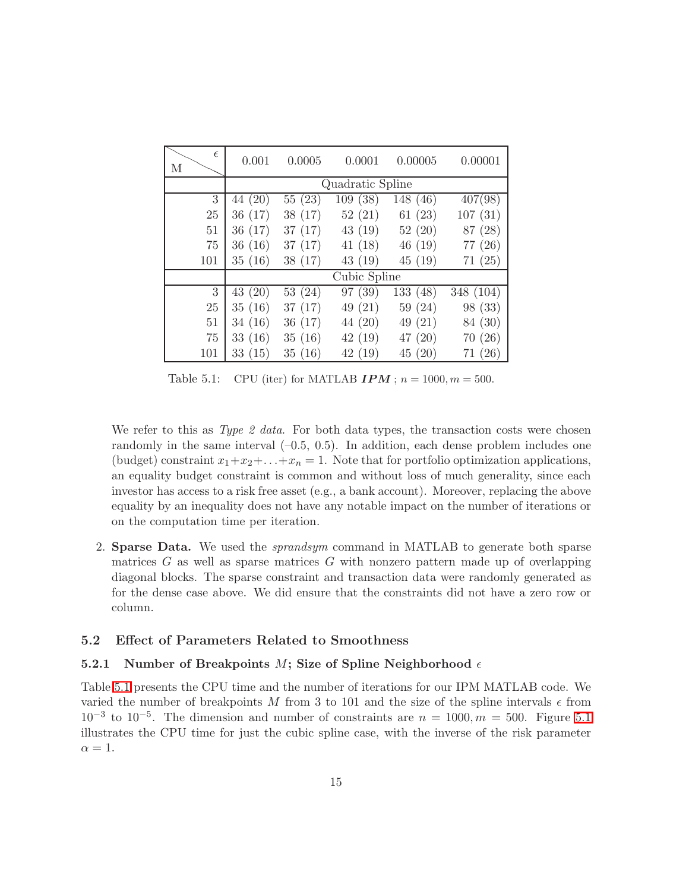| M \ $\epsilon$ | 0.001 | 0.0005 | 0.0001 | 0.00005 | 0.00001 |
|---|---|---|---|---|---|
| | Quadratic Spline | | | | |
| 3 | 44 (20) | 55 (23) | 109 (38) | 148 (46) | 407(98) |
| 25 | 36 (17) | 38 (17) | 52 (21) | 61 (23) | 107 (31) |
| 51 | 36 (17) | 37 (17) | 43 (19) | 52 (20) | 87 (28) |
| 75 | 36 (16) | 37 (17) | 41 (18) | 46 (19) | 77 (26) |
| 101 | 35 (16) | 38 (17) | 43 (19) | 45 (19) | 71 (25) |
| | Cubic Spline | | | | |
| 3 | 43 (20) | 53 (24) | 97 (39) | 133 (48) | 348 (104) |
| 25 | 35 (16) | 37 (17) | 49 (21) | 59 (24) | 98 (33) |
| 51 | 34 (16) | 36 (17) | 44 (20) | 49 (21) | 84 (30) |
| 75 | 33 (16) | 35 (16) | 42 (19) | 47 (20) | 70 (26) |
| 101 | 33 (15) | 35 (16) | 42 (19) | 45 (20) | 71 (26) |

Table 5.1: CPU (iter) for MATLAB ***IPM*** ; $n = 1000, m = 500$.

We refer to this as *Type 2 data*. For both data types, the transaction costs were chosen randomly in the same interval (–0.5, 0.5). In addition, each dense problem includes one (budget) constraint $x_1 + x_2 + \ldots + x_n = 1$. Note that for portfolio optimization applications, an equality budget constraint is common and without loss of much generality, since each investor has access to a risk free asset (e.g., a bank account). Moreover, replacing the above equality by an inequality does not have any notable impact on the number of iterations or on the computation time per iteration.

2. **Sparse Data.** We used the *sprandsym* command in MATLAB to generate both sparse matrices $G$ as well as sparse matrices $G$ with nonzero pattern made up of overlapping diagonal blocks. The sparse constraint and transaction data were randomly generated as for the dense case above. We did ensure that the constraints did not have a zero row or column.

## 5.2 Effect of Parameters Related to Smoothness

### 5.2.1 Number of Breakpoints $M$; Size of Spline Neighborhood $\epsilon$

Table 5.1 presents the CPU time and the number of iterations for our IPM MATLAB code. We varied the number of breakpoints $M$ from 3 to 101 and the size of the spline intervals $\epsilon$ from $10^{-3}$ to $10^{-5}$. The dimension and number of constraints are $n = 1000, m = 500$. Figure 5.1 illustrates the CPU time for just the cubic spline case, with the inverse of the risk parameter $\alpha = 1$.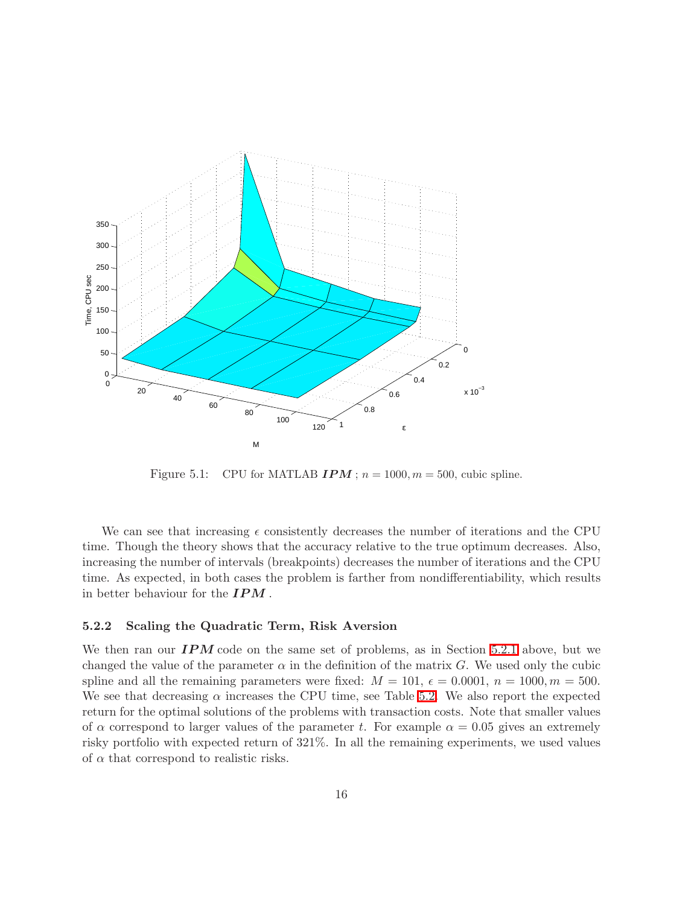Figure 5.1: CPU for MATLAB ***IPM*** ; $n = 1000, m = 500$, cubic spline.

We can see that increasing $\epsilon$ consistently decreases the number of iterations and the CPU time. Though the theory shows that the accuracy relative to the true optimum decreases. Also, increasing the number of intervals (breakpoints) decreases the number of iterations and the CPU time. As expected, in both cases the problem is farther from nondifferentiability, which results in better behaviour for the ***IPM*** .

### 5.2.2 Scaling the Quadratic Term, Risk Aversion

We then ran our ***IPM*** code on the same set of problems, as in Section 5.2.1 above, but we changed the value of the parameter $\alpha$ in the definition of the matrix $G$. We used only the cubic spline and all the remaining parameters were fixed: $M = 101$, $\epsilon = 0.0001$, $n = 1000, m = 500$. We see that decreasing $\alpha$ increases the CPU time, see Table 5.2. We also report the expected return for the optimal solutions of the problems with transaction costs. Note that smaller values of $\alpha$ correspond to larger values of the parameter $t$. For example $\alpha = 0.05$ gives an extremely risky portfolio with expected return of 321%. In all the remaining experiments, we used values of $\alpha$ that correspond to realistic risks.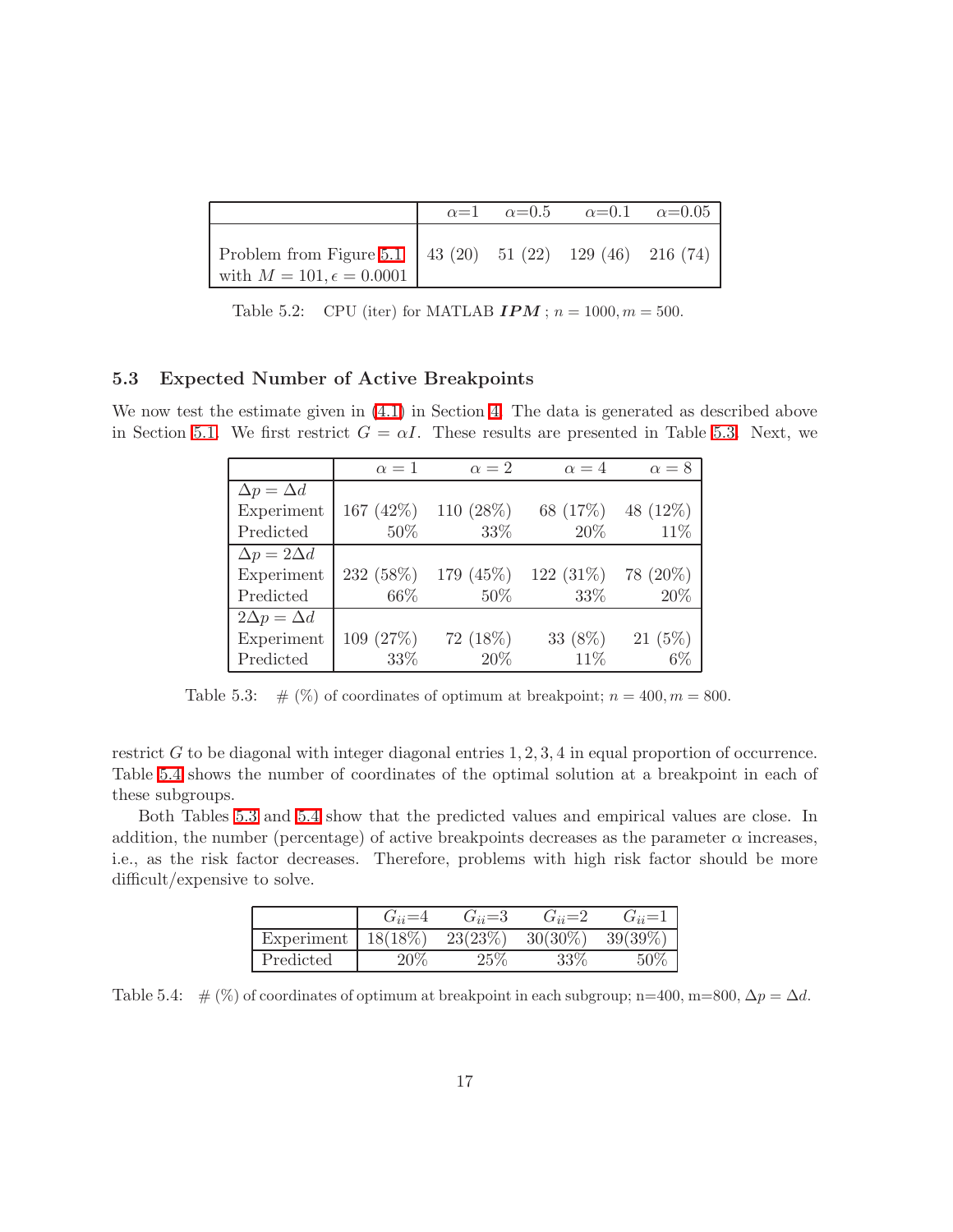|  | $\alpha$=1 | $\alpha$=0.5 | $\alpha$=0.1 | $\alpha$=0.05 |
|---|---|---|---|---|
| Problem from Figure 5.1 with $M = 101, \epsilon = 0.0001$ | 43 (20) | 51 (22) | 129 (46) | 216 (74) |

Table 5.2: CPU (iter) for MATLAB ***IPM*** ; $n = 1000, m = 500$.

### 5.3 Expected Number of Active Breakpoints

We now test the estimate given in (4.1) in Section 4. The data is generated as described above in Section 5.1. We first restrict $G = \alpha I$. These results are presented in Table 5.3. Next, we restrict $G$ to be diagonal with integer diagonal entries $1, 2, 3, 4$ in equal proportion of occurrence. Table 5.4 shows the number of coordinates of the optimal solution at a breakpoint in each of these subgroups.

|  | $\alpha = 1$ | $\alpha = 2$ | $\alpha = 4$ | $\alpha = 8$ |
|---|---|---|---|---|
| $\Delta p = \Delta d$ |  |  |  |  |
| Experiment | 167 (42%) | 110 (28%) | 68 (17%) | 48 (12%) |
| Predicted | 50% | 33% | 20% | 11% |
| $\Delta p = 2\Delta d$ |  |  |  |  |
| Experiment | 232 (58%) | 179 (45%) | 122 (31%) | 78 (20%) |
| Predicted | 66% | 50% | 33% | 20% |
| $2\Delta p = \Delta d$ |  |  |  |  |
| Experiment | 109 (27%) | 72 (18%) | 33 (8%) | 21 (5%) |
| Predicted | 33% | 20% | 11% | 6% |

Table 5.3: # (%) of coordinates of optimum at breakpoint; $n = 400, m = 800$.

Both Tables 5.3 and 5.4 show that the predicted values and empirical values are close. In addition, the number (percentage) of active breakpoints decreases as the parameter $\alpha$ increases, i.e., as the risk factor decreases. Therefore, problems with high risk factor should be more difficult/expensive to solve.

|  | $G_{ii}$=4 | $G_{ii}$=3 | $G_{ii}$=2 | $G_{ii}$=1 |
|---|---|---|---|---|
| Experiment | 18(18%) | 23(23%) | 30(30%) | 39(39%) |
| Predicted | 20% | 25% | 33% | 50% |

Table 5.4: # (%) of coordinates of optimum at breakpoint in each subgroup; n=400, m=800, $\Delta p = \Delta d$.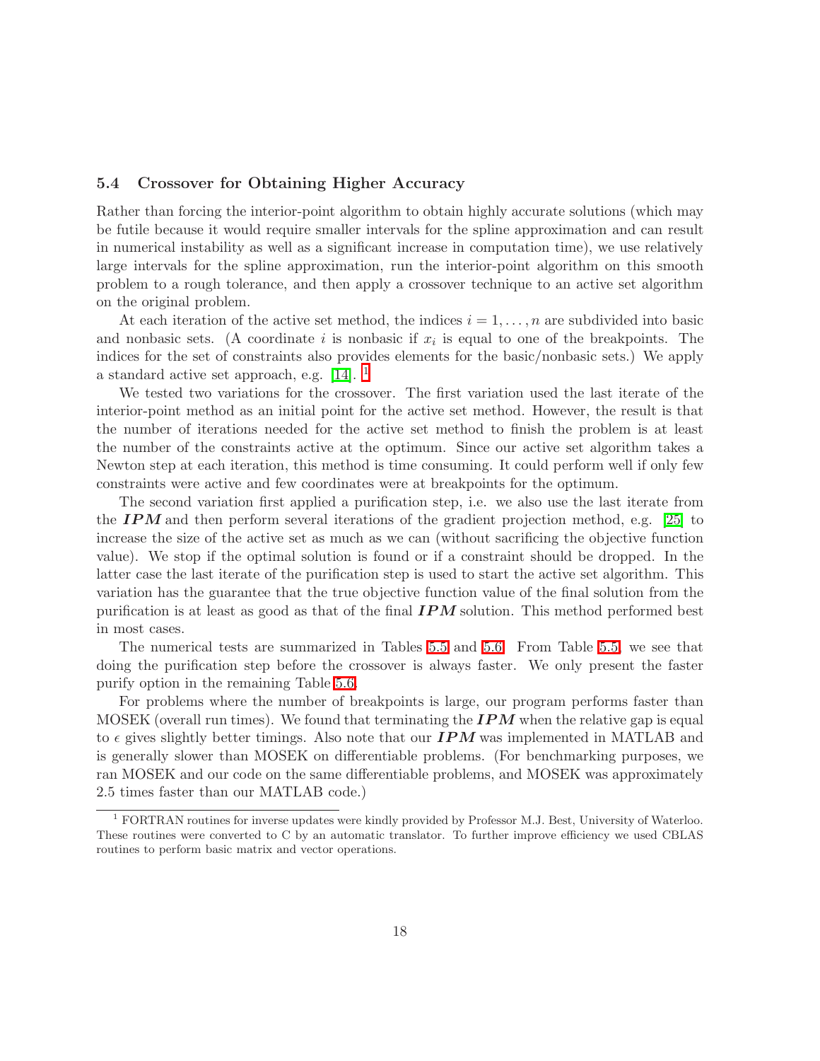### 5.4 Crossover for Obtaining Higher Accuracy

Rather than forcing the interior-point algorithm to obtain highly accurate solutions (which may be futile because it would require smaller intervals for the spline approximation and can result in numerical instability as well as a significant increase in computation time), we use relatively large intervals for the spline approximation, run the interior-point algorithm on this smooth problem to a rough tolerance, and then apply a crossover technique to an active set algorithm on the original problem.

At each iteration of the active set method, the indices $i = 1, \ldots, n$ are subdivided into basic and nonbasic sets. (A coordinate $i$ is nonbasic if $x_i$ is equal to one of the breakpoints. The indices for the set of constraints also provides elements for the basic/nonbasic sets.) We apply a standard active set approach, e.g. [14]. [1]

We tested two variations for the crossover. The first variation used the last iterate of the interior-point method as an initial point for the active set method. However, the result is that the number of iterations needed for the active set method to finish the problem is at least the number of the constraints active at the optimum. Since our active set algorithm takes a Newton step at each iteration, this method is time consuming. It could perform well if only few constraints were active and few coordinates were at breakpoints for the optimum.

The second variation first applied a purification step, i.e. we also use the last iterate from the ***IPM*** and then perform several iterations of the gradient projection method, e.g. [25] to increase the size of the active set as much as we can (without sacrificing the objective function value). We stop if the optimal solution is found or if a constraint should be dropped. In the latter case the last iterate of the purification step is used to start the active set algorithm. This variation has the guarantee that the true objective function value of the final solution from the purification is at least as good as that of the final ***IPM*** solution. This method performed best in most cases.

The numerical tests are summarized in Tables 5.5 and 5.6. From Table 5.5, we see that doing the purification step before the crossover is always faster. We only present the faster purify option in the remaining Table 5.6.

For problems where the number of breakpoints is large, our program performs faster than MOSEK (overall run times). We found that terminating the ***IPM*** when the relative gap is equal to $\epsilon$ gives slightly better timings. Also note that our ***IPM*** was implemented in MATLAB and is generally slower than MOSEK on differentiable problems. (For benchmarking purposes, we ran MOSEK and our code on the same differentiable problems, and MOSEK was approximately 2.5 times faster than our MATLAB code.)

---

[1] FORTRAN routines for inverse updates were kindly provided by Professor M.J. Best, University of Waterloo. These routines were converted to C by an automatic translator. To further improve efficiency we used CBLAS routines to perform basic matrix and vector operations.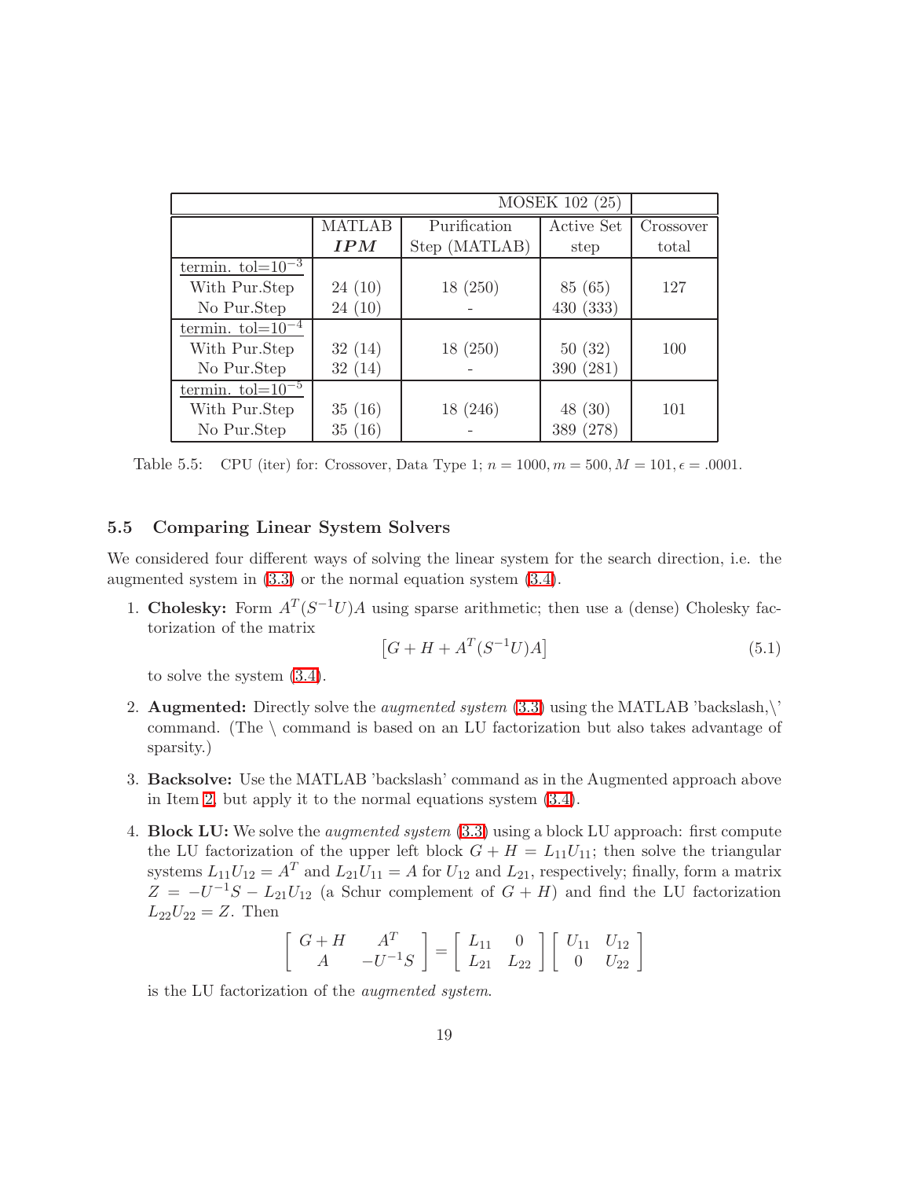| MOSEK 102 (25) | | | | |
|---|---|---|---|---|
| | MATLAB ***IPM*** | Purification Step (MATLAB) | Active Set step | Crossover total |
| termin. tol=$10^{-3}$ | | | | |
| With Pur.Step | 24 (10) | 18 (250) | 85 (65) | 127 |
| No Pur.Step | 24 (10) | - | 430 (333) | |
| termin. tol=$10^{-4}$ | | | | |
| With Pur.Step | 32 (14) | 18 (250) | 50 (32) | 100 |
| No Pur.Step | 32 (14) | - | 390 (281) | |
| termin. tol=$10^{-5}$ | | | | |
| With Pur.Step | 35 (16) | 18 (246) | 48 (30) | 101 |
| No Pur.Step | 35 (16) | - | 389 (278) | |

Table 5.5: CPU (iter) for: Crossover, Data Type 1; $n = 1000, m = 500, M = 101, \epsilon = .0001$.

### 5.5 Comparing Linear System Solvers

We considered four different ways of solving the linear system for the search direction, i.e. the augmented system in (3.3) or the normal equation system (3.4).

1. **Cholesky:** Form $A^T(S^{-1}U)A$ using sparse arithmetic; then use a (dense) Cholesky factorization of the matrix

$$\left[G + H + A^T(S^{-1}U)A\right] \tag{5.1}$$

   to solve the system (3.4).

2. **Augmented:** Directly solve the *augmented system* (3.3) using the MATLAB 'backslash,\' command. (The \ command is based on an LU factorization but also takes advantage of sparsity.)

3. **Backsolve:** Use the MATLAB 'backslash' command as in the Augmented approach above in Item 2, but apply it to the normal equations system (3.4).

4. **Block LU:** We solve the *augmented system* (3.3) using a block LU approach: first compute the LU factorization of the upper left block $G + H = L_{11}U_{11}$; then solve the triangular systems $L_{11}U_{12} = A^T$ and $L_{21}U_{11} = A$ for $U_{12}$ and $L_{21}$, respectively; finally, form a matrix $Z = -U^{-1}S - L_{21}U_{12}$ (a Schur complement of $G + H$) and find the LU factorization $L_{22}U_{22} = Z$. Then

$$\begin{bmatrix} G+H & A^T \\ A & -U^{-1}S \end{bmatrix} = \begin{bmatrix} L_{11} & 0 \\ L_{21} & L_{22} \end{bmatrix} \begin{bmatrix} U_{11} & U_{12} \\ 0 & U_{22} \end{bmatrix}$$

   is the LU factorization of the *augmented system*.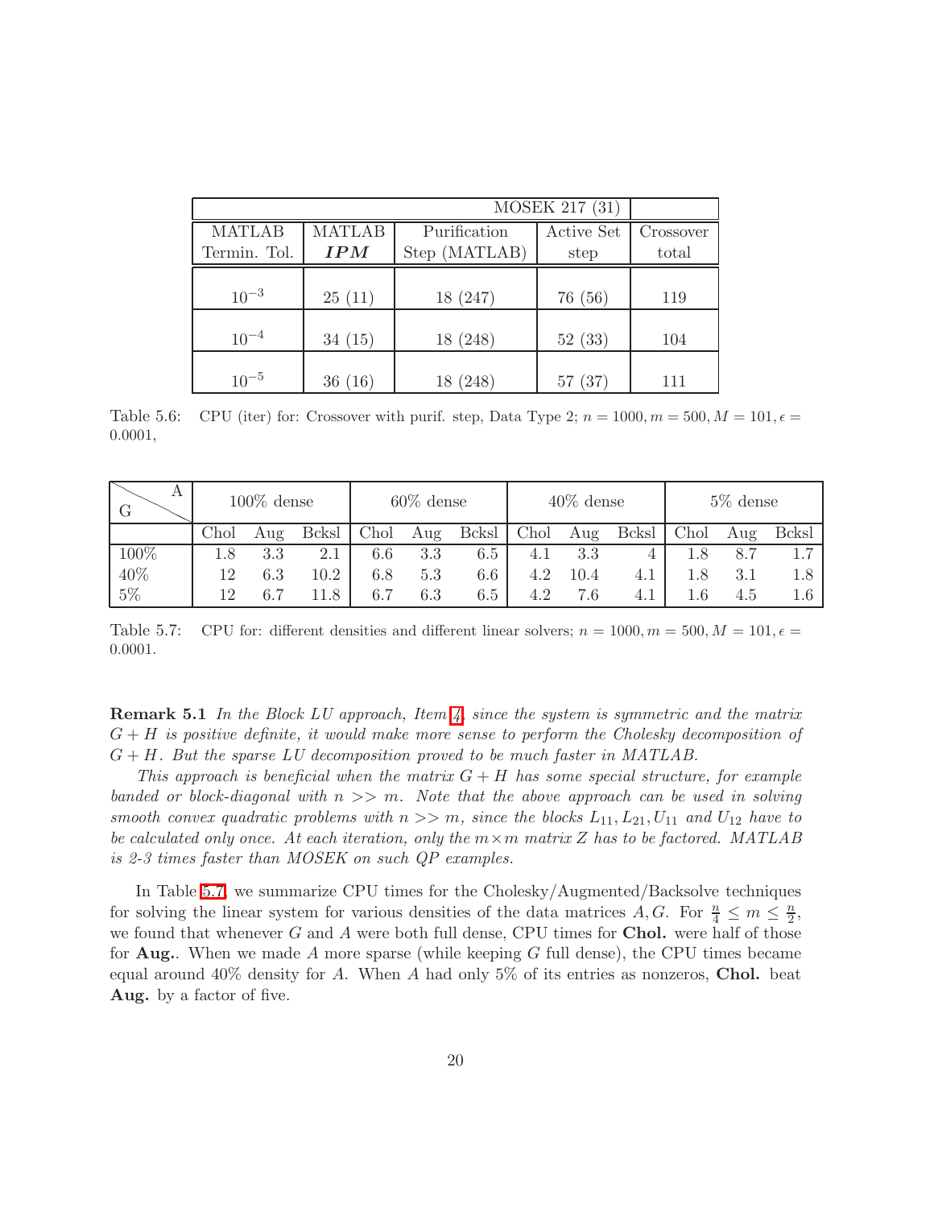| MATLAB Termin. Tol. | MATLAB ***IPM*** | Purification Step (MATLAB) | Active Set step | Crossover total |
|---|---|---|---|---|
| | | | MOSEK 217 (31) | |
| $10^{-3}$ | 25 (11) | 18 (247) | 76 (56) | 119 |
| $10^{-4}$ | 34 (15) | 18 (248) | 52 (33) | 104 |
| $10^{-5}$ | 36 (16) | 18 (248) | 57 (37) | 111 |

Table 5.6: CPU (iter) for: Crossover with purif. step, Data Type 2; $n = 1000, m = 500, M = 101, \epsilon = 0.0001$,

| G \ A | 100% dense | | | 60% dense | | | 40% dense | | | 5% dense | | |
|---|---|---|---|---|---|---|---|---|---|---|---|---|
| | Chol | Aug | Bcksl | Chol | Aug | Bcksl | Chol | Aug | Bcksl | Chol | Aug | Bcksl |
| 100% | 1.8 | 3.3 | 2.1 | 6.6 | 3.3 | 6.5 | 4.1 | 3.3 | 4 | 1.8 | 8.7 | 1.7 |
| 40% | 12 | 6.3 | 10.2 | 6.8 | 5.3 | 6.6 | 4.2 | 10.4 | 4.1 | 1.8 | 3.1 | 1.8 |
| 5% | 12 | 6.7 | 11.8 | 6.7 | 6.3 | 6.5 | 4.2 | 7.6 | 4.1 | 1.6 | 4.5 | 1.6 |

Table 5.7: CPU for: different densities and different linear solvers; $n = 1000, m = 500, M = 101, \epsilon = 0.0001$.

**Remark 5.1** *In the Block LU approach, Item 4, since the system is symmetric and the matrix $G + H$ is positive definite, it would make more sense to perform the Cholesky decomposition of $G + H$. But the sparse LU decomposition proved to be much faster in MATLAB.*

*This approach is beneficial when the matrix $G + H$ has some special structure, for example banded or block-diagonal with $n >> m$. Note that the above approach can be used in solving smooth convex quadratic problems with $n >> m$, since the blocks $L_{11}, L_{21}, U_{11}$ and $U_{12}$ have to be calculated only once. At each iteration, only the $m \times m$ matrix $Z$ has to be factored. MATLAB is 2-3 times faster than MOSEK on such QP examples.*

In Table 5.7, we summarize CPU times for the Cholesky/Augmented/Backsolve techniques for solving the linear system for various densities of the data matrices $A, G$. For $\frac{n}{4} \leq m \leq \frac{n}{2}$, we found that whenever $G$ and $A$ were both full dense, CPU times for **Chol.** were half of those for **Aug.**. When we made $A$ more sparse (while keeping $G$ full dense), the CPU times became equal around 40% density for $A$. When $A$ had only 5% of its entries as nonzeros, **Chol.** beat **Aug.** by a factor of five.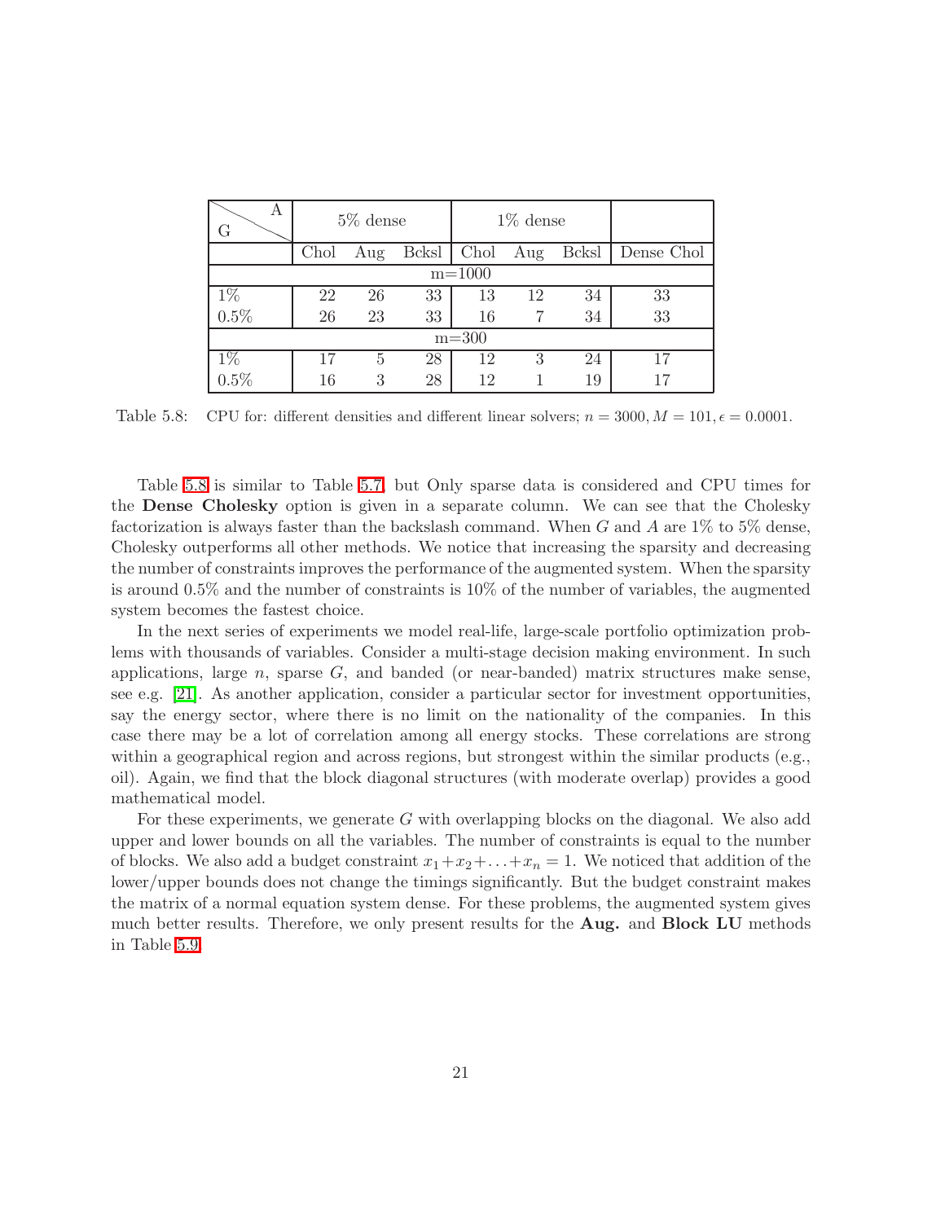| G \ A | 5% dense | | | 1% dense | | | |
|---|---|---|---|---|---|---|---|
| | Chol | Aug | Bcksl | Chol | Aug | Bcksl | Dense Chol |
| m=1000 | | | | | | | |
| 1% | 22 | 26 | 33 | 13 | 12 | 34 | 33 |
| 0.5% | 26 | 23 | 33 | 16 | 7 | 34 | 33 |
| m=300 | | | | | | | |
| 1% | 17 | 5 | 28 | 12 | 3 | 24 | 17 |
| 0.5% | 16 | 3 | 28 | 12 | 1 | 19 | 17 |

Table 5.8: CPU for: different densities and different linear solvers; $n = 3000, M = 101, \epsilon = 0.0001$.

Table 5.8 is similar to Table 5.7, but Only sparse data is considered and CPU times for the **Dense Cholesky** option is given in a separate column. We can see that the Cholesky factorization is always faster than the backslash command. When $G$ and $A$ are 1% to 5% dense, Cholesky outperforms all other methods. We notice that increasing the sparsity and decreasing the number of constraints improves the performance of the augmented system. When the sparsity is around 0.5% and the number of constraints is 10% of the number of variables, the augmented system becomes the fastest choice.

In the next series of experiments we model real-life, large-scale portfolio optimization problems with thousands of variables. Consider a multi-stage decision making environment. In such applications, large $n$, sparse $G$, and banded (or near-banded) matrix structures make sense, see e.g. [21]. As another application, consider a particular sector for investment opportunities, say the energy sector, where there is no limit on the nationality of the companies. In this case there may be a lot of correlation among all energy stocks. These correlations are strong within a geographical region and across regions, but strongest within the similar products (e.g., oil). Again, we find that the block diagonal structures (with moderate overlap) provides a good mathematical model.

For these experiments, we generate $G$ with overlapping blocks on the diagonal. We also add upper and lower bounds on all the variables. The number of constraints is equal to the number of blocks. We also add a budget constraint $x_1+x_2+\ldots+x_n = 1$. We noticed that addition of the lower/upper bounds does not change the timings significantly. But the budget constraint makes the matrix of a normal equation system dense. For these problems, the augmented system gives much better results. Therefore, we only present results for the **Aug.** and **Block LU** methods in Table 5.9.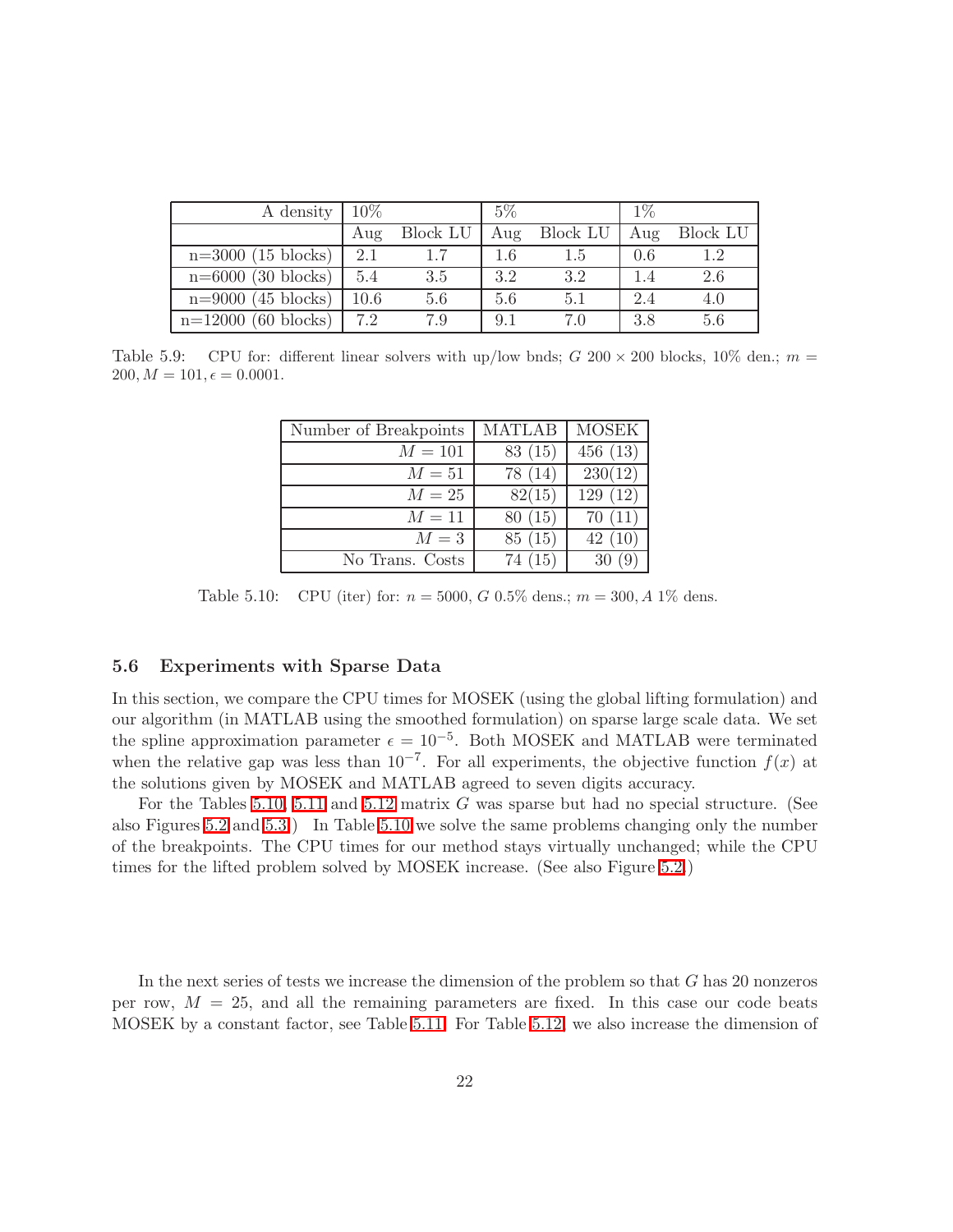| A density | 10% | | 5% | | 1% | |
|---|---|---|---|---|---|---|
| | Aug | Block LU | Aug | Block LU | Aug | Block LU |
| n=3000 (15 blocks) | 2.1 | 1.7 | 1.6 | 1.5 | 0.6 | 1.2 |
| n=6000 (30 blocks) | 5.4 | 3.5 | 3.2 | 3.2 | 1.4 | 2.6 |
| n=9000 (45 blocks) | 10.6 | 5.6 | 5.6 | 5.1 | 2.4 | 4.0 |
| n=12000 (60 blocks) | 7.2 | 7.9 | 9.1 | 7.0 | 3.8 | 5.6 |

Table 5.9: CPU for: different linear solvers with up/low bnds; $G$ $200 \times 200$ blocks, 10% den.; $m = 200, M = 101, \epsilon = 0.0001$.

| Number of Breakpoints | MATLAB | MOSEK |
|---|---|---|
| $M = 101$ | 83 (15) | 456 (13) |
| $M = 51$ | 78 (14) | 230(12) |
| $M = 25$ | 82(15) | 129 (12) |
| $M = 11$ | 80 (15) | 70 (11) |
| $M = 3$ | 85 (15) | 42 (10) |
| No Trans. Costs | 74 (15) | 30 (9) |

Table 5.10: CPU (iter) for: $n = 5000$, $G$ 0.5% dens.; $m = 300$, $A$ 1% dens.

### 5.6 Experiments with Sparse Data

In this section, we compare the CPU times for MOSEK (using the global lifting formulation) and our algorithm (in MATLAB using the smoothed formulation) on sparse large scale data. We set the spline approximation parameter $\epsilon = 10^{-5}$. Both MOSEK and MATLAB were terminated when the relative gap was less than $10^{-7}$. For all experiments, the objective function $f(x)$ at the solutions given by MOSEK and MATLAB agreed to seven digits accuracy.

For the Tables 5.10, 5.11 and 5.12 matrix $G$ was sparse but had no special structure. (See also Figures 5.2 and 5.3.) In Table 5.10 we solve the same problems changing only the number of the breakpoints. The CPU times for our method stays virtually unchanged; while the CPU times for the lifted problem solved by MOSEK increase. (See also Figure 5.2.)

In the next series of tests we increase the dimension of the problem so that $G$ has 20 nonzeros per row, $M = 25$, and all the remaining parameters are fixed. In this case our code beats MOSEK by a constant factor, see Table 5.11. For Table 5.12, we also increase the dimension of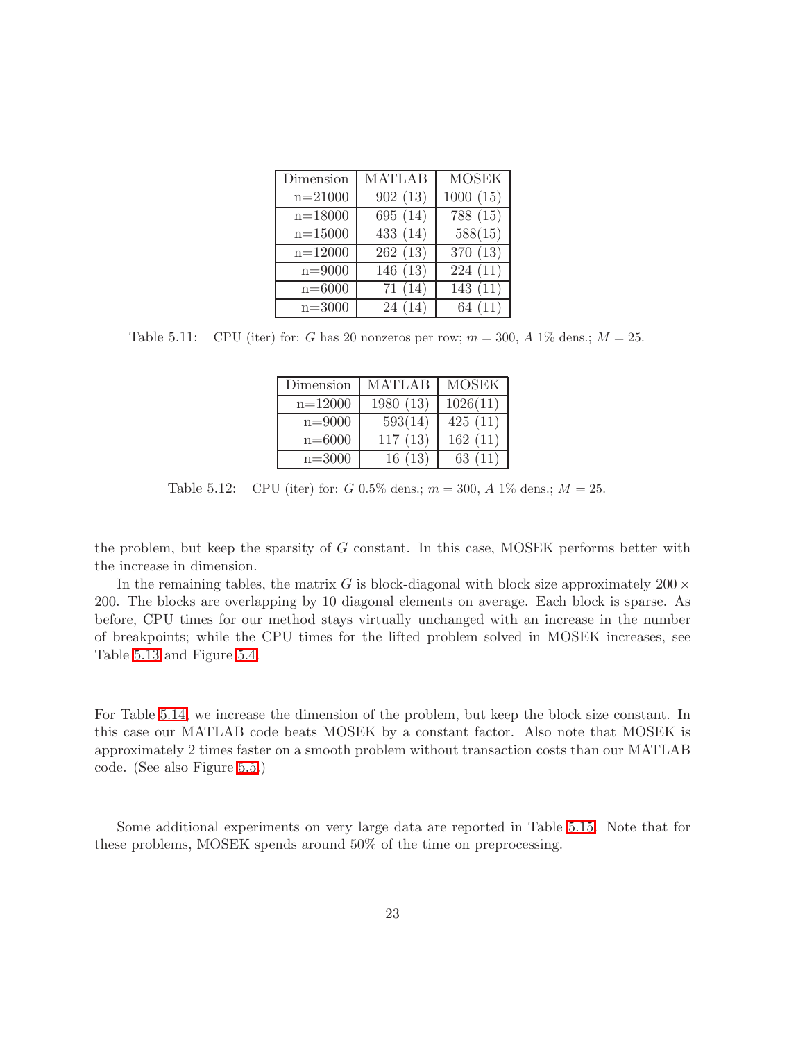| Dimension | MATLAB | MOSEK |
|---|---|---|
| n=21000 | 902 (13) | 1000 (15) |
| n=18000 | 695 (14) | 788 (15) |
| n=15000 | 433 (14) | 588(15) |
| n=12000 | 262 (13) | 370 (13) |
| n=9000 | 146 (13) | 224 (11) |
| n=6000 | 71 (14) | 143 (11) |
| n=3000 | 24 (14) | 64 (11) |

Table 5.11: CPU (iter) for: $G$ has 20 nonzeros per row; $m = 300$, $A$ 1% dens.; $M = 25$.

| Dimension | MATLAB | MOSEK |
|---|---|---|
| n=12000 | 1980 (13) | 1026(11) |
| n=9000 | 593(14) | 425 (11) |
| n=6000 | 117 (13) | 162 (11) |
| n=3000 | 16 (13) | 63 (11) |

Table 5.12: CPU (iter) for: $G$ 0.5% dens.; $m = 300$, $A$ 1% dens.; $M = 25$.

the problem, but keep the sparsity of $G$ constant. In this case, MOSEK performs better with the increase in dimension.

In the remaining tables, the matrix $G$ is block-diagonal with block size approximately $200 \times 200$. The blocks are overlapping by 10 diagonal elements on average. Each block is sparse. As before, CPU times for our method stays virtually unchanged with an increase in the number of breakpoints; while the CPU times for the lifted problem solved in MOSEK increases, see Table 5.13 and Figure 5.4.

For Table 5.14, we increase the dimension of the problem, but keep the block size constant. In this case our MATLAB code beats MOSEK by a constant factor. Also note that MOSEK is approximately 2 times faster on a smooth problem without transaction costs than our MATLAB code. (See also Figure 5.5.)

Some additional experiments on very large data are reported in Table 5.15. Note that for these problems, MOSEK spends around 50% of the time on preprocessing.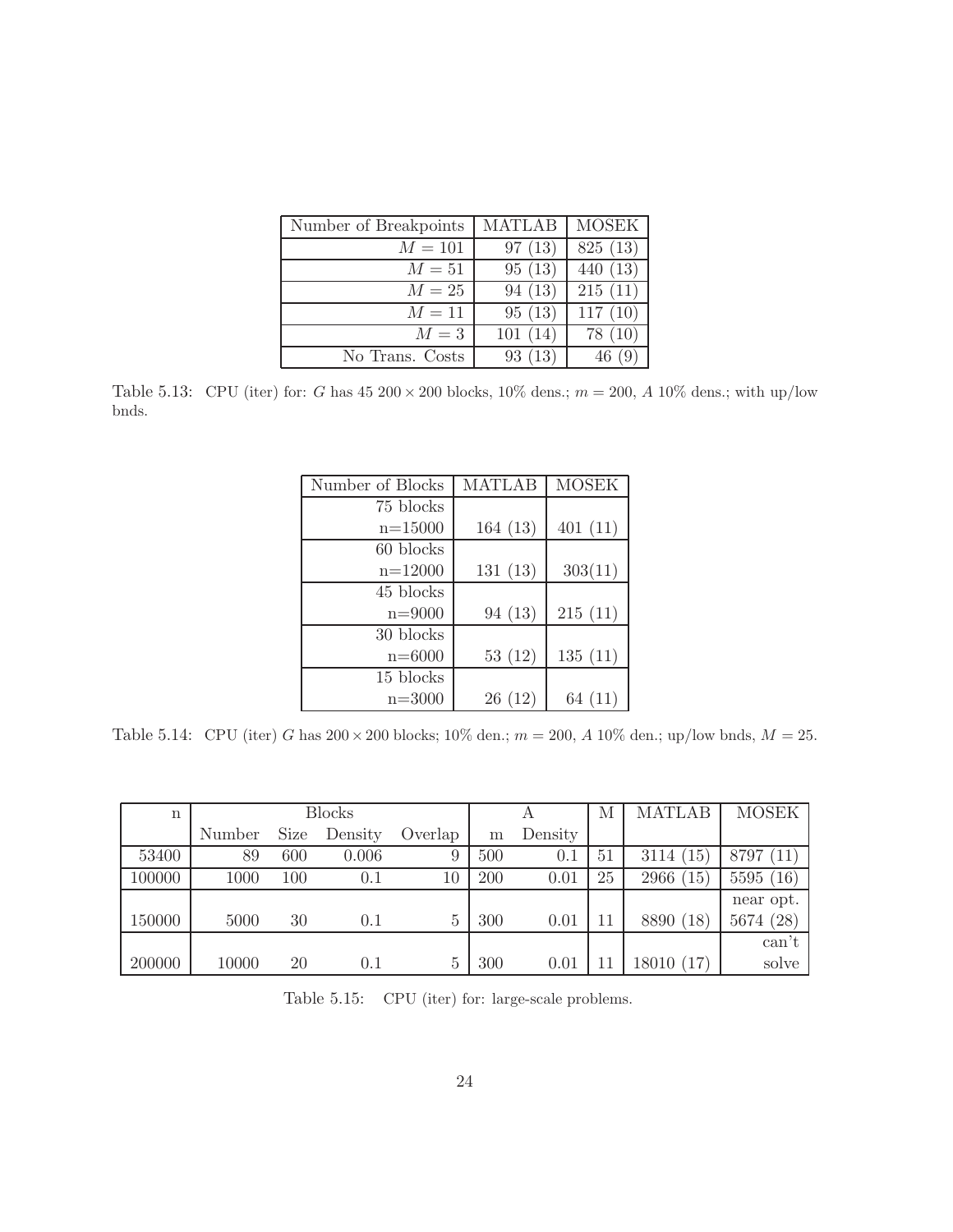| Number of Breakpoints | MATLAB | MOSEK |
|---|---|---|
| $M = 101$ | 97 (13) | 825 (13) |
| $M = 51$ | 95 (13) | 440 (13) |
| $M = 25$ | 94 (13) | 215 (11) |
| $M = 11$ | 95 (13) | 117 (10) |
| $M = 3$ | 101 (14) | 78 (10) |
| No Trans. Costs | 93 (13) | 46 (9) |

Table 5.13: CPU (iter) for: $G$ has 45 $200 \times 200$ blocks, 10% dens.; $m = 200$, $A$ 10% dens.; with up/low bnds.

| Number of Blocks | MATLAB | MOSEK |
|---|---|---|
| 75 blocks n=15000 | 164 (13) | 401 (11) |
| 60 blocks n=12000 | 131 (13) | 303(11) |
| 45 blocks n=9000 | 94 (13) | 215 (11) |
| 30 blocks n=6000 | 53 (12) | 135 (11) |
| 15 blocks n=3000 | 26 (12) | 64 (11) |

Table 5.14: CPU (iter) $G$ has $200 \times 200$ blocks; 10% den.; $m = 200$, $A$ 10% den.; up/low bnds, $M = 25$.

| n | Blocks | | | | A | | M | MATLAB | MOSEK |
|---|---|---|---|---|---|---|---|---|---|
| | Number | Size | Density | Overlap | m | Density | | | |
| 53400 | 89 | 600 | 0.006 | 9 | 500 | 0.1 | 51 | 3114 (15) | 8797 (11) |
| 100000 | 1000 | 100 | 0.1 | 10 | 200 | 0.01 | 25 | 2966 (15) | 5595 (16) |
| 150000 | 5000 | 30 | 0.1 | 5 | 300 | 0.01 | 11 | 8890 (18) | near opt. 5674 (28) |
| 200000 | 10000 | 20 | 0.1 | 5 | 300 | 0.01 | 11 | 18010 (17) | can't solve |

Table 5.15: CPU (iter) for: large-scale problems.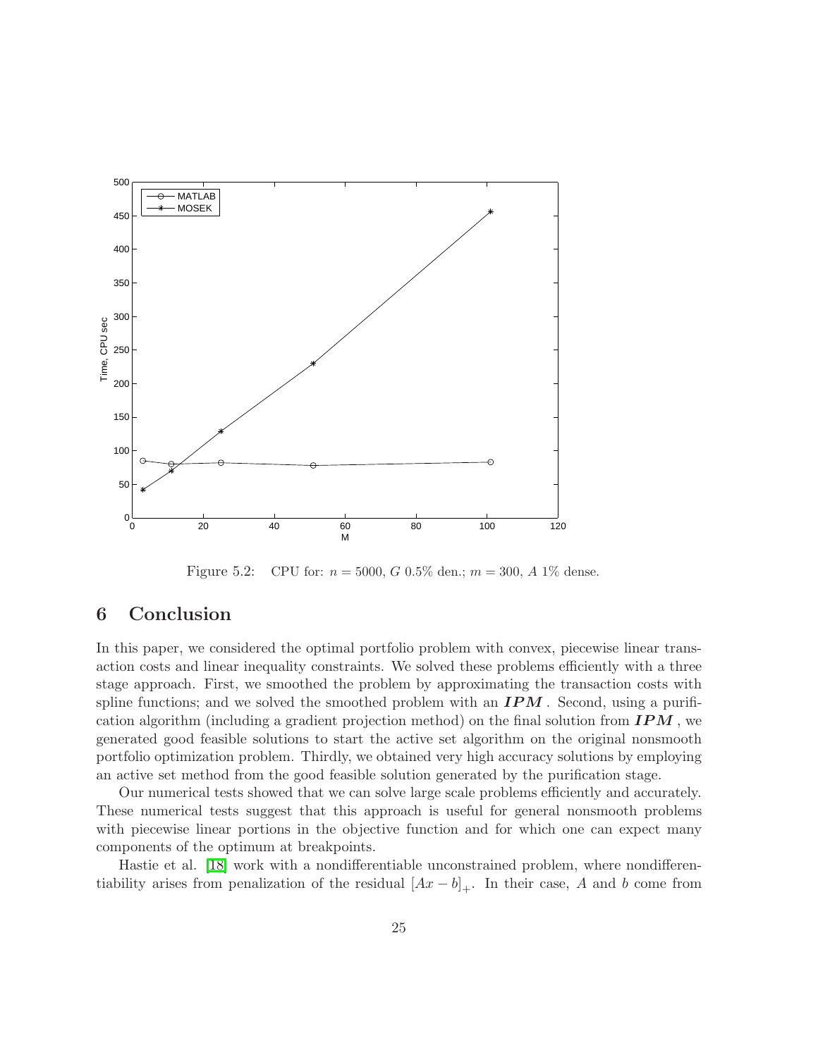Figure 5.2: CPU for: $n = 5000$, $G$ 0.5% den.; $m = 300$, $A$ 1% dense.

# 6 Conclusion

In this paper, we considered the optimal portfolio problem with convex, piecewise linear transaction costs and linear inequality constraints. We solved these problems efficiently with a three stage approach. First, we smoothed the problem by approximating the transaction costs with spline functions; and we solved the smoothed problem with an ***IPM***. Second, using a purification algorithm (including a gradient projection method) on the final solution from ***IPM***, we generated good feasible solutions to start the active set algorithm on the original nonsmooth portfolio optimization problem. Thirdly, we obtained very high accuracy solutions by employing an active set method from the good feasible solution generated by the purification stage.

Our numerical tests showed that we can solve large scale problems efficiently and accurately. These numerical tests suggest that this approach is useful for general nonsmooth problems with piecewise linear portions in the objective function and for which one can expect many components of the optimum at breakpoints.

Hastie et al. [18] work with a nondifferentiable unconstrained problem, where nondifferentiability arises from penalization of the residual $[Ax - b]_+$. In their case, $A$ and $b$ come from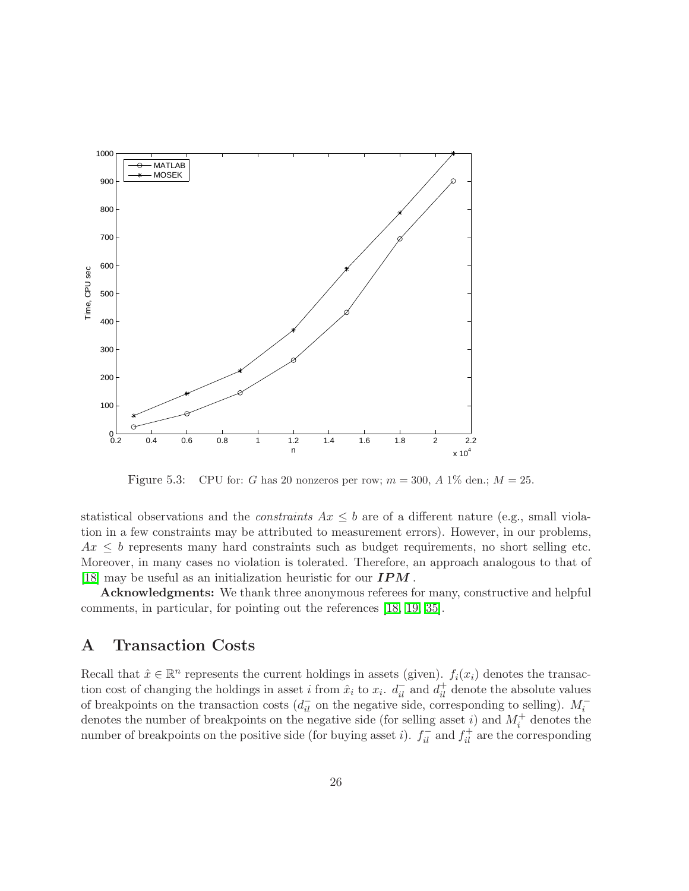Figure 5.3: CPU for: $G$ has 20 nonzeros per row; $m = 300$, $A$ 1% den.; $M = 25$.

statistical observations and the *constraints* $Ax \leq b$ are of a different nature (e.g., small violation in a few constraints may be attributed to measurement errors). However, in our problems, $Ax \leq b$ represents many hard constraints such as budget requirements, no short selling etc. Moreover, in many cases no violation is tolerated. Therefore, an approach analogous to that of [18] may be useful as an initialization heuristic for our ***IPM***.

**Acknowledgments:** We thank three anonymous referees for many, constructive and helpful comments, in particular, for pointing out the references [18, 19, 35].

# A Transaction Costs

Recall that $\hat{x} \in \mathbb{R}^n$ represents the current holdings in assets (given). $f_i(x_i)$ denotes the transaction cost of changing the holdings in asset $i$ from $\hat{x}_i$ to $x_i$. $d_{il}^-$ and $d_{il}^+$ denote the absolute values of breakpoints on the transaction costs ($d_{il}^-$ on the negative side, corresponding to selling). $M_i^-$ denotes the number of breakpoints on the negative side (for selling asset $i$) and $M_i^+$ denotes the number of breakpoints on the positive side (for buying asset $i$). $f_{il}^-$ and $f_{il}^+$ are the corresponding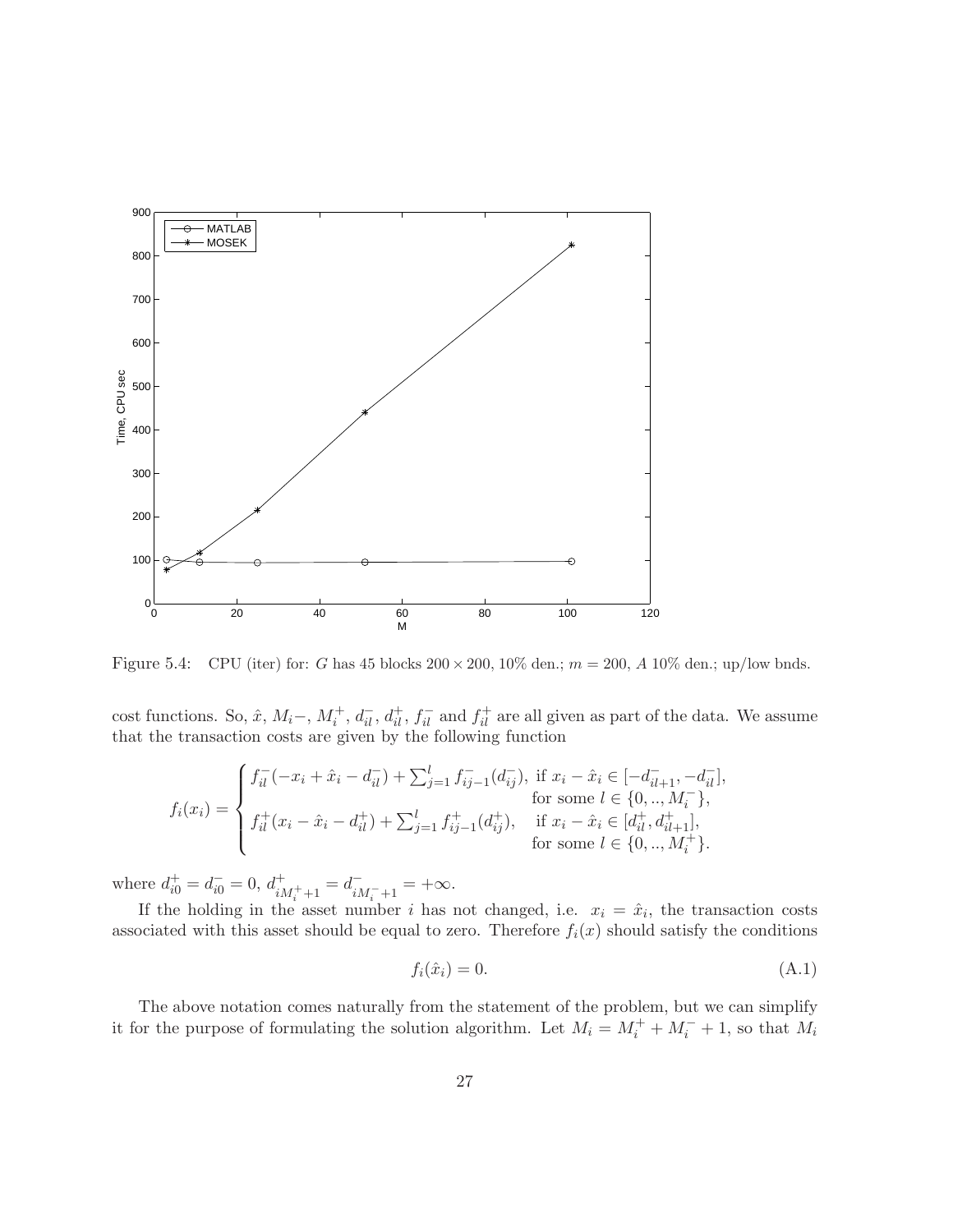Figure 5.4: CPU (iter) for: $G$ has 45 blocks $200 \times 200$, 10% den.; $m = 200$, $A$ 10% den.; up/low bnds.

cost functions. So, $\hat{x}$, $M_i-$, $M_i^+$, $d_{il}^-$, $d_{il}^+$, $f_{il}^-$ and $f_{il}^+$ are all given as part of the data. We assume that the transaction costs are given by the following function

$$
f_i(x_i) = \begin{cases} f_{il}^-(-x_i + \hat{x}_i - d_{il}^-) + \sum_{j=1}^{l} f_{ij-1}^-(d_{ij}^-), & \text{if } x_i - \hat{x}_i \in [-d_{il+1}^-, -d_{il}^-], \\ & \text{for some } l \in \{0, .., M_i^-\}, \\ f_{il}^+(x_i - \hat{x}_i - d_{il}^+) + \sum_{j=1}^{l} f_{ij-1}^+(d_{ij}^+), & \text{if } x_i - \hat{x}_i \in [d_{il}^+, d_{il+1}^+], \\ & \text{for some } l \in \{0, .., M_i^+\}. \end{cases}
$$

where $d_{i0}^+ = d_{i0}^- = 0$, $d_{iM_i^+ + 1}^+ = d_{iM_i^- + 1}^- = +\infty$.

If the holding in the asset number $i$ has not changed, i.e. $x_i = \hat{x}_i$, the transaction costs associated with this asset should be equal to zero. Therefore $f_i(x)$ should satisfy the conditions

$$
f_i(\hat{x}_i) = 0. \tag{A.1}
$$

The above notation comes naturally from the statement of the problem, but we can simplify it for the purpose of formulating the solution algorithm. Let $M_i = M_i^+ + M_i^- + 1$, so that $M_i$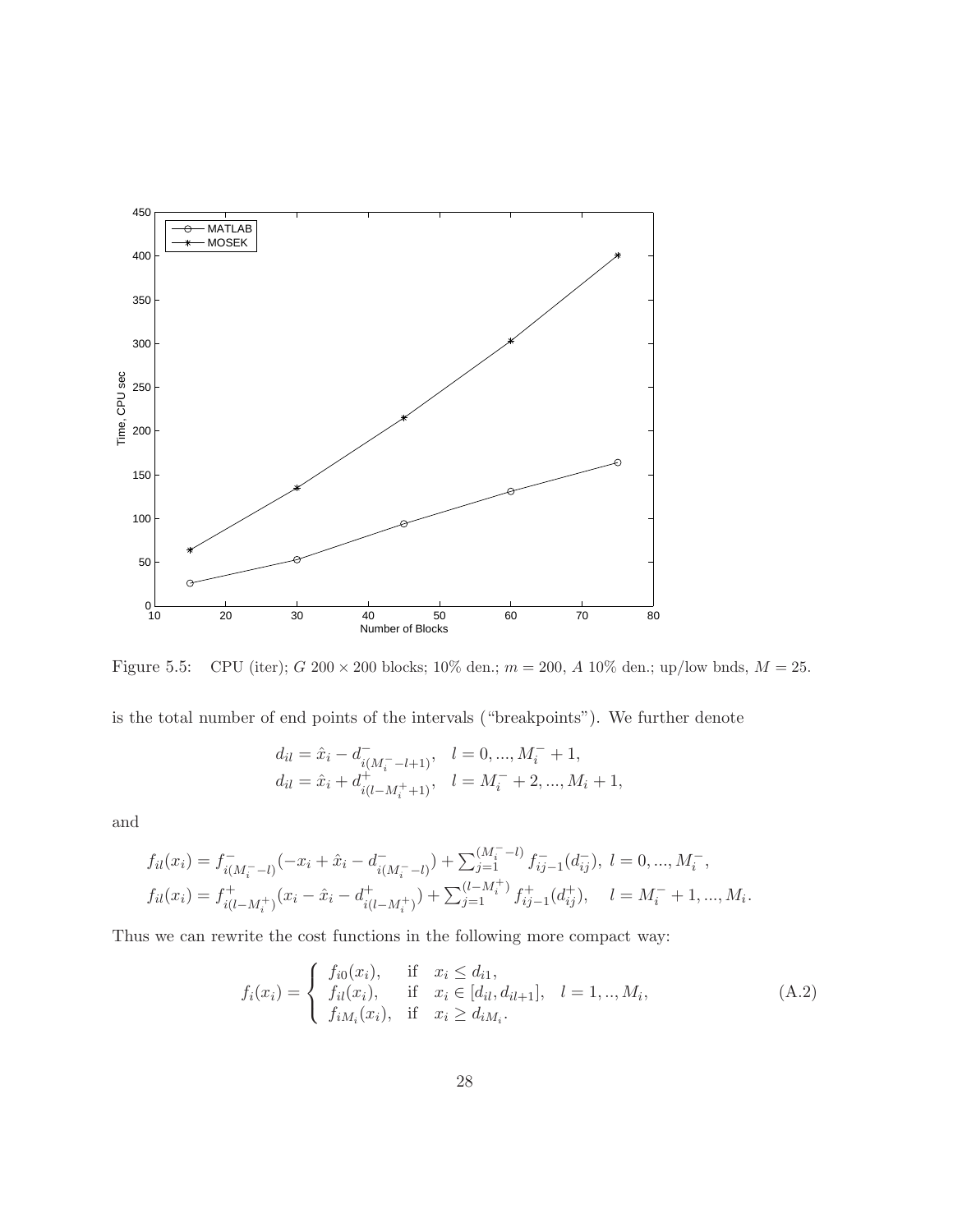Figure 5.5: CPU (iter); $G$ $200 \times 200$ blocks; 10% den.; $m = 200$, $A$ 10% den.; up/low bnds, $M = 25$.

is the total number of end points of the intervals ("breakpoints"). We further denote

$$
\begin{aligned}
d_{il} &= \hat{x}_i - d^-_{i(M_i^- - l + 1)}, \quad l = 0, ..., M_i^- + 1, \\
d_{il} &= \hat{x}_i + d^+_{i(l - M_i^+ + 1)}, \quad l = M_i^- + 2, ..., M_i + 1,
\end{aligned}
$$

and

$$
\begin{aligned}
f_{il}(x_i) &= f^-_{i(M_i^- - l)}(-x_i + \hat{x}_i - d^-_{i(M_i^- - l)}) + \sum_{j=1}^{(M_i^- - l)} f^-_{ij-1}(d^-_{ij}), \; l = 0, ..., M_i^-, \\
f_{il}(x_i) &= f^+_{i(l - M_i^+)}(x_i - \hat{x}_i - d^+_{i(l - M_i^+)}) + \sum_{j=1}^{(l - M_i^+)} f^+_{ij-1}(d^+_{ij}), \quad l = M_i^- + 1, ..., M_i.
\end{aligned}
$$

Thus we can rewrite the cost functions in the following more compact way:

$$
f_i(x_i) = \begin{cases} f_{i0}(x_i), & \text{if} \quad x_i \leq d_{i1}, \\ f_{il}(x_i), & \text{if} \quad x_i \in [d_{il}, d_{il+1}], \quad l = 1, .., M_i, \\ f_{iM_i}(x_i), & \text{if} \quad x_i \geq d_{iM_i}. \end{cases} \tag{A.2}
$$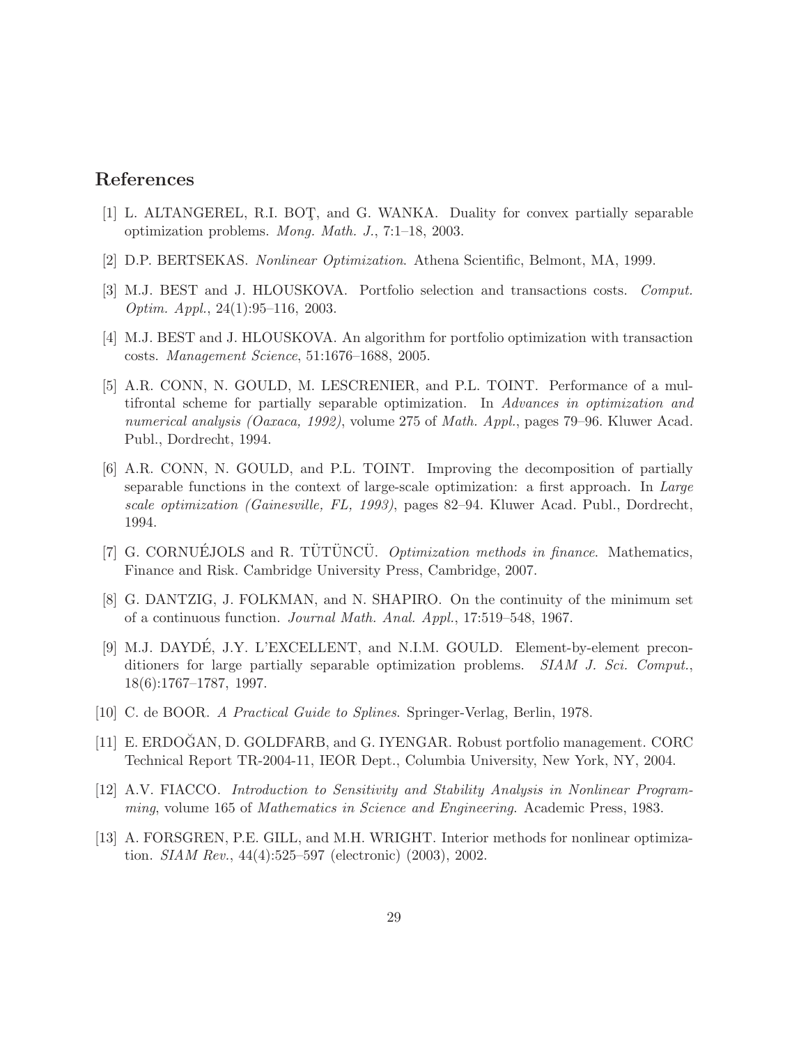## References

[1] L. ALTANGEREL, R.I. BOŢ, and G. WANKA. Duality for convex partially separable optimization problems. *Mong. Math. J.*, 7:1–18, 2003.

[2] D.P. BERTSEKAS. *Nonlinear Optimization*. Athena Scientific, Belmont, MA, 1999.

[3] M.J. BEST and J. HLOUSKOVA. Portfolio selection and transactions costs. *Comput. Optim. Appl.*, 24(1):95–116, 2003.

[4] M.J. BEST and J. HLOUSKOVA. An algorithm for portfolio optimization with transaction costs. *Management Science*, 51:1676–1688, 2005.

[5] A.R. CONN, N. GOULD, M. LESCRENIER, and P.L. TOINT. Performance of a multifrontal scheme for partially separable optimization. In *Advances in optimization and numerical analysis (Oaxaca, 1992)*, volume 275 of *Math. Appl.*, pages 79–96. Kluwer Acad. Publ., Dordrecht, 1994.

[6] A.R. CONN, N. GOULD, and P.L. TOINT. Improving the decomposition of partially separable functions in the context of large-scale optimization: a first approach. In *Large scale optimization (Gainesville, FL, 1993)*, pages 82–94. Kluwer Acad. Publ., Dordrecht, 1994.

[7] G. CORNUÉJOLS and R. TÜTÜNCÜ. *Optimization methods in finance*. Mathematics, Finance and Risk. Cambridge University Press, Cambridge, 2007.

[8] G. DANTZIG, J. FOLKMAN, and N. SHAPIRO. On the continuity of the minimum set of a continuous function. *Journal Math. Anal. Appl.*, 17:519–548, 1967.

[9] M.J. DAYDÉ, J.Y. L'EXCELLENT, and N.I.M. GOULD. Element-by-element preconditioners for large partially separable optimization problems. *SIAM J. Sci. Comput.*, 18(6):1767–1787, 1997.

[10] C. de BOOR. *A Practical Guide to Splines*. Springer-Verlag, Berlin, 1978.

[11] E. ERDOĞAN, D. GOLDFARB, and G. IYENGAR. Robust portfolio management. CORC Technical Report TR-2004-11, IEOR Dept., Columbia University, New York, NY, 2004.

[12] A.V. FIACCO. *Introduction to Sensitivity and Stability Analysis in Nonlinear Programming*, volume 165 of *Mathematics in Science and Engineering*. Academic Press, 1983.

[13] A. FORSGREN, P.E. GILL, and M.H. WRIGHT. Interior methods for nonlinear optimization. *SIAM Rev.*, 44(4):525–597 (electronic) (2003), 2002.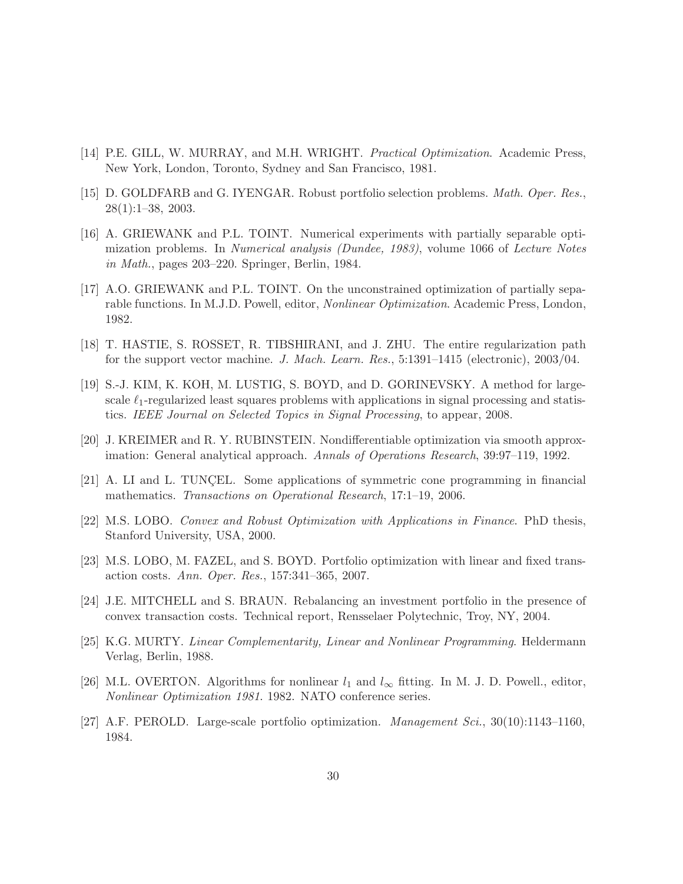[14] P.E. GILL, W. MURRAY, and M.H. WRIGHT. *Practical Optimization*. Academic Press, New York, London, Toronto, Sydney and San Francisco, 1981.

[15] D. GOLDFARB and G. IYENGAR. Robust portfolio selection problems. *Math. Oper. Res.*, 28(1):1–38, 2003.

[16] A. GRIEWANK and P.L. TOINT. Numerical experiments with partially separable optimization problems. In *Numerical analysis (Dundee, 1983)*, volume 1066 of *Lecture Notes in Math.*, pages 203–220. Springer, Berlin, 1984.

[17] A.O. GRIEWANK and P.L. TOINT. On the unconstrained optimization of partially separable functions. In M.J.D. Powell, editor, *Nonlinear Optimization*. Academic Press, London, 1982.

[18] T. HASTIE, S. ROSSET, R. TIBSHIRANI, and J. ZHU. The entire regularization path for the support vector machine. *J. Mach. Learn. Res.*, 5:1391–1415 (electronic), 2003/04.

[19] S.-J. KIM, K. KOH, M. LUSTIG, S. BOYD, and D. GORINEVSKY. A method for large-scale $\ell_1$-regularized least squares problems with applications in signal processing and statistics. *IEEE Journal on Selected Topics in Signal Processing*, to appear, 2008.

[20] J. KREIMER and R. Y. RUBINSTEIN. Nondifferentiable optimization via smooth approximation: General analytical approach. *Annals of Operations Research*, 39:97–119, 1992.

[21] A. LI and L. TUNÇEL. Some applications of symmetric cone programming in financial mathematics. *Transactions on Operational Research*, 17:1–19, 2006.

[22] M.S. LOBO. *Convex and Robust Optimization with Applications in Finance*. PhD thesis, Stanford University, USA, 2000.

[23] M.S. LOBO, M. FAZEL, and S. BOYD. Portfolio optimization with linear and fixed transaction costs. *Ann. Oper. Res.*, 157:341–365, 2007.

[24] J.E. MITCHELL and S. BRAUN. Rebalancing an investment portfolio in the presence of convex transaction costs. Technical report, Rensselaer Polytechnic, Troy, NY, 2004.

[25] K.G. MURTY. *Linear Complementarity, Linear and Nonlinear Programming*. Heldermann Verlag, Berlin, 1988.

[26] M.L. OVERTON. Algorithms for nonlinear $l_1$ and $l_\infty$ fitting. In M. J. D. Powell., editor, *Nonlinear Optimization 1981*. 1982. NATO conference series.

[27] A.F. PEROLD. Large-scale portfolio optimization. *Management Sci.*, 30(10):1143–1160, 1984.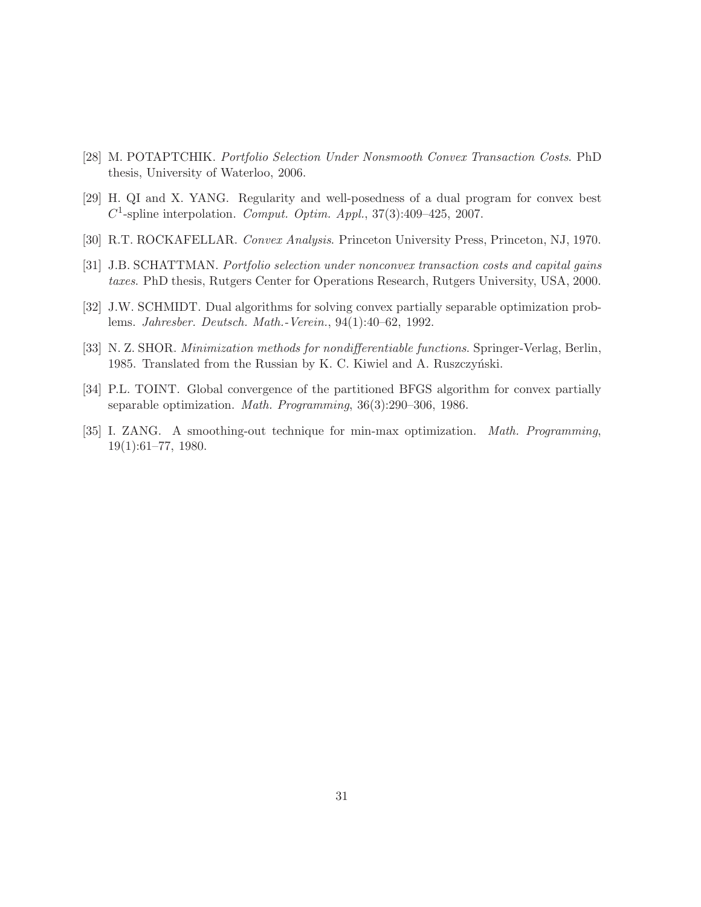[28] M. POTAPTCHIK. *Portfolio Selection Under Nonsmooth Convex Transaction Costs*. PhD thesis, University of Waterloo, 2006.

[29] H. QI and X. YANG. Regularity and well-posedness of a dual program for convex best $C^1$-spline interpolation. *Comput. Optim. Appl.*, 37(3):409–425, 2007.

[30] R.T. ROCKAFELLAR. *Convex Analysis*. Princeton University Press, Princeton, NJ, 1970.

[31] J.B. SCHATTMAN. *Portfolio selection under nonconvex transaction costs and capital gains taxes*. PhD thesis, Rutgers Center for Operations Research, Rutgers University, USA, 2000.

[32] J.W. SCHMIDT. Dual algorithms for solving convex partially separable optimization problems. *Jahresber. Deutsch. Math.-Verein.*, 94(1):40–62, 1992.

[33] N. Z. SHOR. *Minimization methods for nondifferentiable functions*. Springer-Verlag, Berlin, 1985. Translated from the Russian by K. C. Kiwiel and A. Ruszczyński.

[34] P.L. TOINT. Global convergence of the partitioned BFGS algorithm for convex partially separable optimization. *Math. Programming*, 36(3):290–306, 1986.

[35] I. ZANG. A smoothing-out technique for min-max optimization. *Math. Programming*, 19(1):61–77, 1980.